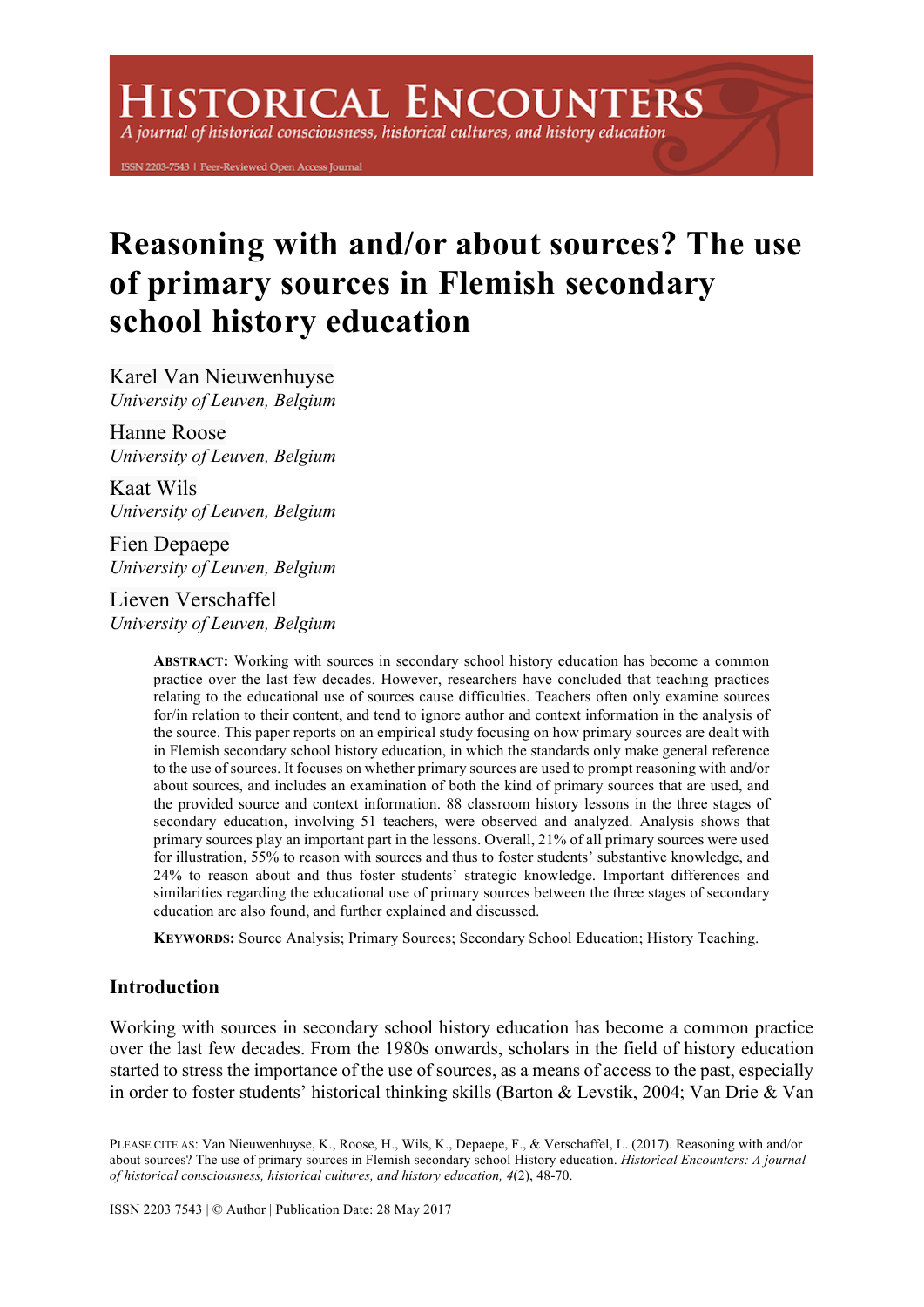# Reasoning with and/or about sources? The use of primary sources in Flemish secondary school history education

Karel Van Nieuwenhuyse
*University of Leuven, Belgium*

Hanne Roose
*University of Leuven, Belgium*

Kaat Wils
*University of Leuven, Belgium*

Fien Depaepe
*University of Leuven, Belgium*

Lieven Verschaffel
*University of Leuven, Belgium*

**ABSTRACT:** Working with sources in secondary school history education has become a common practice over the last few decades. However, researchers have concluded that teaching practices relating to the educational use of sources cause difficulties. Teachers often only examine sources for/in relation to their content, and tend to ignore author and context information in the analysis of the source. This paper reports on an empirical study focusing on how primary sources are dealt with in Flemish secondary school history education, in which the standards only make general reference to the use of sources. It focuses on whether primary sources are used to prompt reasoning with and/or about sources, and includes an examination of both the kind of primary sources that are used, and the provided source and context information. 88 classroom history lessons in the three stages of secondary education, involving 51 teachers, were observed and analyzed. Analysis shows that primary sources play an important part in the lessons. Overall, 21% of all primary sources were used for illustration, 55% to reason with sources and thus to foster students' substantive knowledge, and 24% to reason about and thus foster students' strategic knowledge. Important differences and similarities regarding the educational use of primary sources between the three stages of secondary education are also found, and further explained and discussed.

**KEYWORDS:** Source Analysis; Primary Sources; Secondary School Education; History Teaching.

## Introduction

Working with sources in secondary school history education has become a common practice over the last few decades. From the 1980s onwards, scholars in the field of history education started to stress the importance of the use of sources, as a means of access to the past, especially in order to foster students' historical thinking skills (Barton & Levstik, 2004; Van Drie & Van

PLEASE CITE AS: Van Nieuwenhuyse, K., Roose, H., Wils, K., Depaepe, F., & Verschaffel, L. (2017). Reasoning with and/or about sources? The use of primary sources in Flemish secondary school History education. *Historical Encounters: A journal of historical consciousness, historical cultures, and history education, 4*(2), 48-70.

ISSN 2203 7543 | © Author | Publication Date: 28 May 2017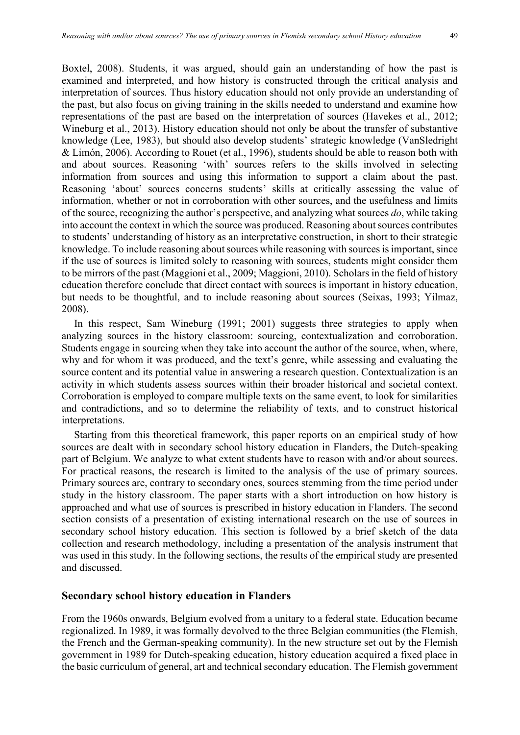Boxtel, 2008). Students, it was argued, should gain an understanding of how the past is examined and interpreted, and how history is constructed through the critical analysis and interpretation of sources. Thus history education should not only provide an understanding of the past, but also focus on giving training in the skills needed to understand and examine how representations of the past are based on the interpretation of sources (Havekes et al., 2012; Wineburg et al., 2013). History education should not only be about the transfer of substantive knowledge (Lee, 1983), but should also develop students' strategic knowledge (VanSledright & Limón, 2006). According to Rouet (et al., 1996), students should be able to reason both with and about sources. Reasoning 'with' sources refers to the skills involved in selecting information from sources and using this information to support a claim about the past. Reasoning 'about' sources concerns students' skills at critically assessing the value of information, whether or not in corroboration with other sources, and the usefulness and limits of the source, recognizing the author's perspective, and analyzing what sources *do*, while taking into account the context in which the source was produced. Reasoning about sources contributes to students' understanding of history as an interpretative construction, in short to their strategic knowledge. To include reasoning about sources while reasoning with sources is important, since if the use of sources is limited solely to reasoning with sources, students might consider them to be mirrors of the past (Maggioni et al., 2009; Maggioni, 2010). Scholars in the field of history education therefore conclude that direct contact with sources is important in history education, but needs to be thoughtful, and to include reasoning about sources (Seixas, 1993; Yilmaz, 2008).

In this respect, Sam Wineburg (1991; 2001) suggests three strategies to apply when analyzing sources in the history classroom: sourcing, contextualization and corroboration. Students engage in sourcing when they take into account the author of the source, when, where, why and for whom it was produced, and the text's genre, while assessing and evaluating the source content and its potential value in answering a research question. Contextualization is an activity in which students assess sources within their broader historical and societal context. Corroboration is employed to compare multiple texts on the same event, to look for similarities and contradictions, and so to determine the reliability of texts, and to construct historical interpretations.

Starting from this theoretical framework, this paper reports on an empirical study of how sources are dealt with in secondary school history education in Flanders, the Dutch-speaking part of Belgium. We analyze to what extent students have to reason with and/or about sources. For practical reasons, the research is limited to the analysis of the use of primary sources. Primary sources are, contrary to secondary ones, sources stemming from the time period under study in the history classroom. The paper starts with a short introduction on how history is approached and what use of sources is prescribed in history education in Flanders. The second section consists of a presentation of existing international research on the use of sources in secondary school history education. This section is followed by a brief sketch of the data collection and research methodology, including a presentation of the analysis instrument that was used in this study. In the following sections, the results of the empirical study are presented and discussed.

## Secondary school history education in Flanders

From the 1960s onwards, Belgium evolved from a unitary to a federal state. Education became regionalized. In 1989, it was formally devolved to the three Belgian communities (the Flemish, the French and the German-speaking community). In the new structure set out by the Flemish government in 1989 for Dutch-speaking education, history education acquired a fixed place in the basic curriculum of general, art and technical secondary education. The Flemish government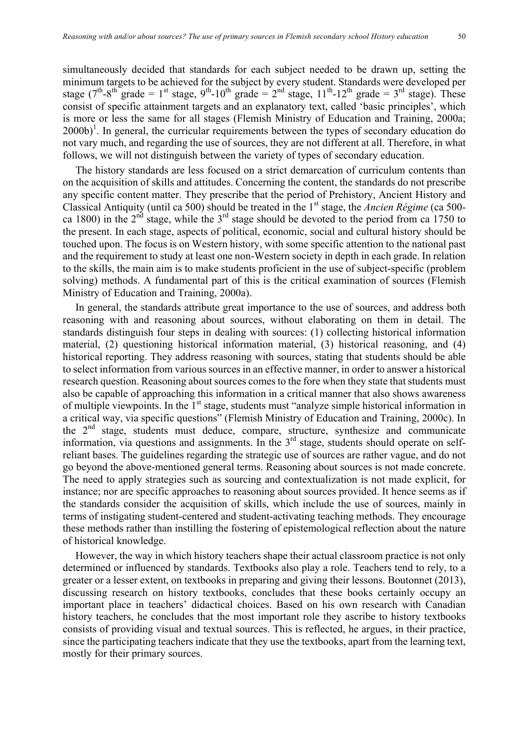simultaneously decided that standards for each subject needed to be drawn up, setting the minimum targets to be achieved for the subject by every student. Standards were developed per stage (7th-8th grade = 1st stage, 9th-10th grade = 2nd stage, 11th-12th grade = 3rd stage). These consist of specific attainment targets and an explanatory text, called 'basic principles', which is more or less the same for all stages (Flemish Ministry of Education and Training, 2000a; 2000b)[1]. In general, the curricular requirements between the types of secondary education do not vary much, and regarding the use of sources, they are not different at all. Therefore, in what follows, we will not distinguish between the variety of types of secondary education.

The history standards are less focused on a strict demarcation of curriculum contents than on the acquisition of skills and attitudes. Concerning the content, the standards do not prescribe any specific content matter. They prescribe that the period of Prehistory, Ancient History and Classical Antiquity (until ca 500) should be treated in the 1st stage, the *Ancien Régime* (ca 500-ca 1800) in the 2nd stage, while the 3rd stage should be devoted to the period from ca 1750 to the present. In each stage, aspects of political, economic, social and cultural history should be touched upon. The focus is on Western history, with some specific attention to the national past and the requirement to study at least one non-Western society in depth in each grade. In relation to the skills, the main aim is to make students proficient in the use of subject-specific (problem solving) methods. A fundamental part of this is the critical examination of sources (Flemish Ministry of Education and Training, 2000a).

In general, the standards attribute great importance to the use of sources, and address both reasoning with and reasoning about sources, without elaborating on them in detail. The standards distinguish four steps in dealing with sources: (1) collecting historical information material, (2) questioning historical information material, (3) historical reasoning, and (4) historical reporting. They address reasoning with sources, stating that students should be able to select information from various sources in an effective manner, in order to answer a historical research question. Reasoning about sources comes to the fore when they state that students must also be capable of approaching this information in a critical manner that also shows awareness of multiple viewpoints. In the 1st stage, students must "analyze simple historical information in a critical way, via specific questions" (Flemish Ministry of Education and Training, 2000c). In the 2nd stage, students must deduce, compare, structure, synthesize and communicate information, via questions and assignments. In the 3rd stage, students should operate on self-reliant bases. The guidelines regarding the strategic use of sources are rather vague, and do not go beyond the above-mentioned general terms. Reasoning about sources is not made concrete. The need to apply strategies such as sourcing and contextualization is not made explicit, for instance; nor are specific approaches to reasoning about sources provided. It hence seems as if the standards consider the acquisition of skills, which include the use of sources, mainly in terms of instigating student-centered and student-activating teaching methods. They encourage these methods rather than instilling the fostering of epistemological reflection about the nature of historical knowledge.

However, the way in which history teachers shape their actual classroom practice is not only determined or influenced by standards. Textbooks also play a role. Teachers tend to rely, to a greater or a lesser extent, on textbooks in preparing and giving their lessons. Boutonnet (2013), discussing research on history textbooks, concludes that these books certainly occupy an important place in teachers' didactical choices. Based on his own research with Canadian history teachers, he concludes that the most important role they ascribe to history textbooks consists of providing visual and textual sources. This is reflected, he argues, in their practice, since the participating teachers indicate that they use the textbooks, apart from the learning text, mostly for their primary sources.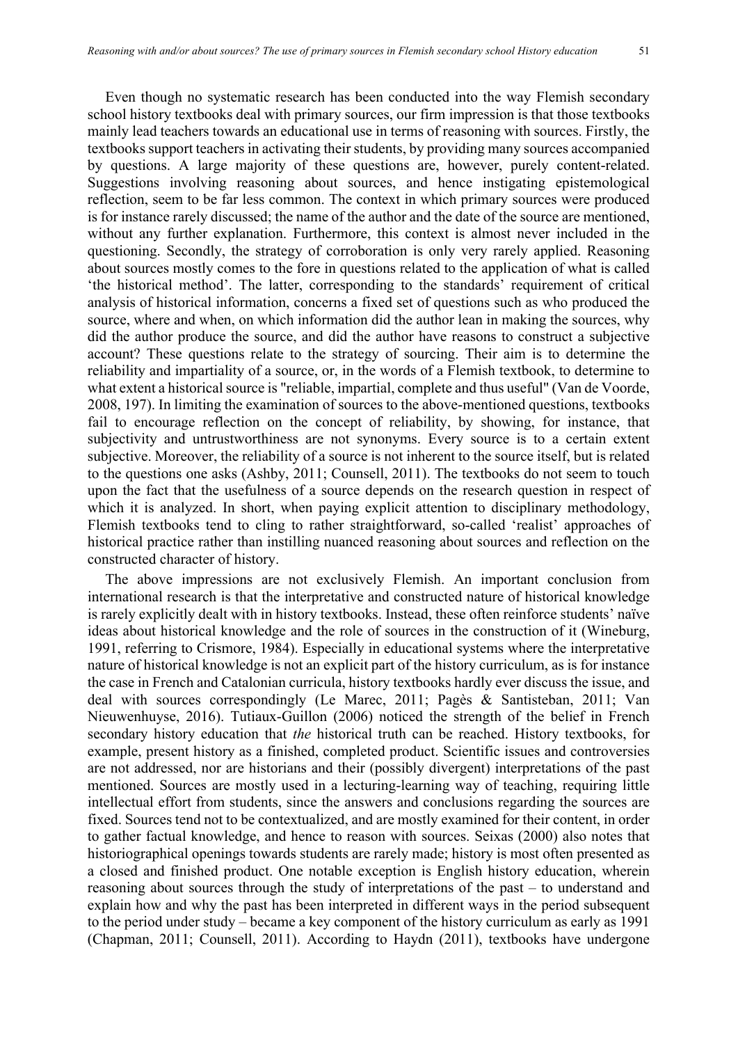Even though no systematic research has been conducted into the way Flemish secondary school history textbooks deal with primary sources, our firm impression is that those textbooks mainly lead teachers towards an educational use in terms of reasoning with sources. Firstly, the textbooks support teachers in activating their students, by providing many sources accompanied by questions. A large majority of these questions are, however, purely content-related. Suggestions involving reasoning about sources, and hence instigating epistemological reflection, seem to be far less common. The context in which primary sources were produced is for instance rarely discussed; the name of the author and the date of the source are mentioned, without any further explanation. Furthermore, this context is almost never included in the questioning. Secondly, the strategy of corroboration is only very rarely applied. Reasoning about sources mostly comes to the fore in questions related to the application of what is called 'the historical method'. The latter, corresponding to the standards' requirement of critical analysis of historical information, concerns a fixed set of questions such as who produced the source, where and when, on which information did the author lean in making the sources, why did the author produce the source, and did the author have reasons to construct a subjective account? These questions relate to the strategy of sourcing. Their aim is to determine the reliability and impartiality of a source, or, in the words of a Flemish textbook, to determine to what extent a historical source is "reliable, impartial, complete and thus useful" (Van de Voorde, 2008, 197). In limiting the examination of sources to the above-mentioned questions, textbooks fail to encourage reflection on the concept of reliability, by showing, for instance, that subjectivity and untrustworthiness are not synonyms. Every source is to a certain extent subjective. Moreover, the reliability of a source is not inherent to the source itself, but is related to the questions one asks (Ashby, 2011; Counsell, 2011). The textbooks do not seem to touch upon the fact that the usefulness of a source depends on the research question in respect of which it is analyzed. In short, when paying explicit attention to disciplinary methodology, Flemish textbooks tend to cling to rather straightforward, so-called 'realist' approaches of historical practice rather than instilling nuanced reasoning about sources and reflection on the constructed character of history.

The above impressions are not exclusively Flemish. An important conclusion from international research is that the interpretative and constructed nature of historical knowledge is rarely explicitly dealt with in history textbooks. Instead, these often reinforce students' naïve ideas about historical knowledge and the role of sources in the construction of it (Wineburg, 1991, referring to Crismore, 1984). Especially in educational systems where the interpretative nature of historical knowledge is not an explicit part of the history curriculum, as is for instance the case in French and Catalonian curricula, history textbooks hardly ever discuss the issue, and deal with sources correspondingly (Le Marec, 2011; Pagès & Santisteban, 2011; Van Nieuwenhuyse, 2016). Tutiaux-Guillon (2006) noticed the strength of the belief in French secondary history education that *the* historical truth can be reached. History textbooks, for example, present history as a finished, completed product. Scientific issues and controversies are not addressed, nor are historians and their (possibly divergent) interpretations of the past mentioned. Sources are mostly used in a lecturing-learning way of teaching, requiring little intellectual effort from students, since the answers and conclusions regarding the sources are fixed. Sources tend not to be contextualized, and are mostly examined for their content, in order to gather factual knowledge, and hence to reason with sources. Seixas (2000) also notes that historiographical openings towards students are rarely made; history is most often presented as a closed and finished product. One notable exception is English history education, wherein reasoning about sources through the study of interpretations of the past – to understand and explain how and why the past has been interpreted in different ways in the period subsequent to the period under study – became a key component of the history curriculum as early as 1991 (Chapman, 2011; Counsell, 2011). According to Haydn (2011), textbooks have undergone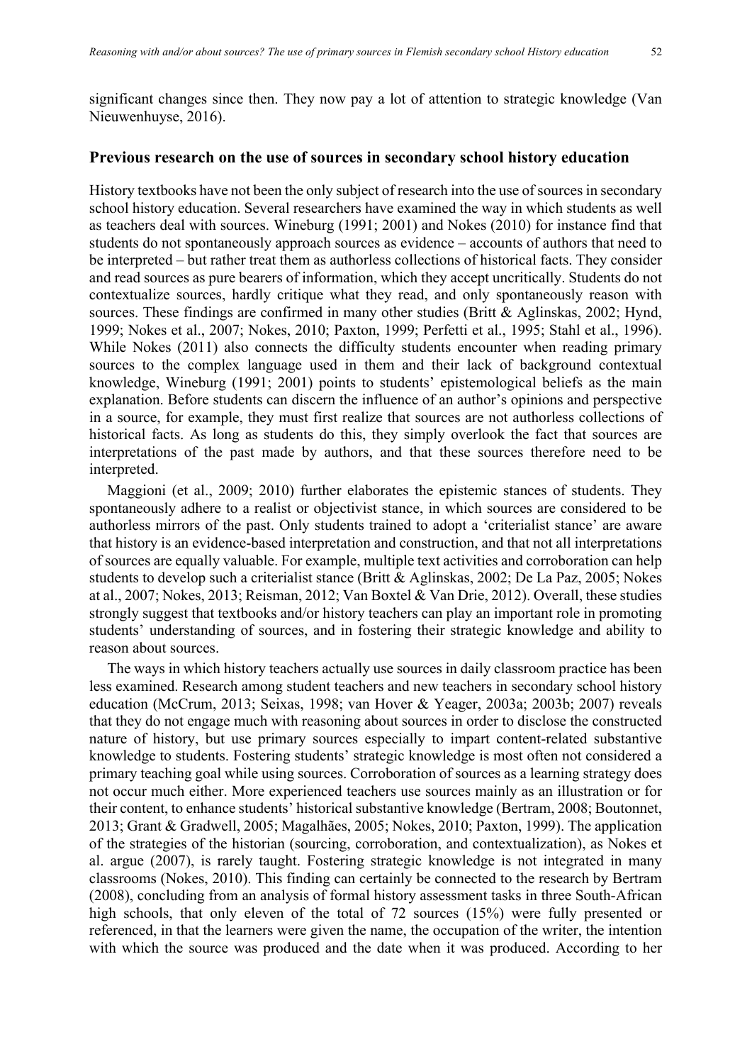significant changes since then. They now pay a lot of attention to strategic knowledge (Van Nieuwenhuyse, 2016).

## Previous research on the use of sources in secondary school history education

History textbooks have not been the only subject of research into the use of sources in secondary school history education. Several researchers have examined the way in which students as well as teachers deal with sources. Wineburg (1991; 2001) and Nokes (2010) for instance find that students do not spontaneously approach sources as evidence – accounts of authors that need to be interpreted – but rather treat them as authorless collections of historical facts. They consider and read sources as pure bearers of information, which they accept uncritically. Students do not contextualize sources, hardly critique what they read, and only spontaneously reason with sources. These findings are confirmed in many other studies (Britt & Aglinskas, 2002; Hynd, 1999; Nokes et al., 2007; Nokes, 2010; Paxton, 1999; Perfetti et al., 1995; Stahl et al., 1996). While Nokes (2011) also connects the difficulty students encounter when reading primary sources to the complex language used in them and their lack of background contextual knowledge, Wineburg (1991; 2001) points to students' epistemological beliefs as the main explanation. Before students can discern the influence of an author's opinions and perspective in a source, for example, they must first realize that sources are not authorless collections of historical facts. As long as students do this, they simply overlook the fact that sources are interpretations of the past made by authors, and that these sources therefore need to be interpreted.

Maggioni (et al., 2009; 2010) further elaborates the epistemic stances of students. They spontaneously adhere to a realist or objectivist stance, in which sources are considered to be authorless mirrors of the past. Only students trained to adopt a 'criterialist stance' are aware that history is an evidence-based interpretation and construction, and that not all interpretations of sources are equally valuable. For example, multiple text activities and corroboration can help students to develop such a criterialist stance (Britt & Aglinskas, 2002; De La Paz, 2005; Nokes at al., 2007; Nokes, 2013; Reisman, 2012; Van Boxtel & Van Drie, 2012). Overall, these studies strongly suggest that textbooks and/or history teachers can play an important role in promoting students' understanding of sources, and in fostering their strategic knowledge and ability to reason about sources.

The ways in which history teachers actually use sources in daily classroom practice has been less examined. Research among student teachers and new teachers in secondary school history education (McCrum, 2013; Seixas, 1998; van Hover & Yeager, 2003a; 2003b; 2007) reveals that they do not engage much with reasoning about sources in order to disclose the constructed nature of history, but use primary sources especially to impart content-related substantive knowledge to students. Fostering students' strategic knowledge is most often not considered a primary teaching goal while using sources. Corroboration of sources as a learning strategy does not occur much either. More experienced teachers use sources mainly as an illustration or for their content, to enhance students' historical substantive knowledge (Bertram, 2008; Boutonnet, 2013; Grant & Gradwell, 2005; Magalhães, 2005; Nokes, 2010; Paxton, 1999). The application of the strategies of the historian (sourcing, corroboration, and contextualization), as Nokes et al. argue (2007), is rarely taught. Fostering strategic knowledge is not integrated in many classrooms (Nokes, 2010). This finding can certainly be connected to the research by Bertram (2008), concluding from an analysis of formal history assessment tasks in three South-African high schools, that only eleven of the total of 72 sources (15%) were fully presented or referenced, in that the learners were given the name, the occupation of the writer, the intention with which the source was produced and the date when it was produced. According to her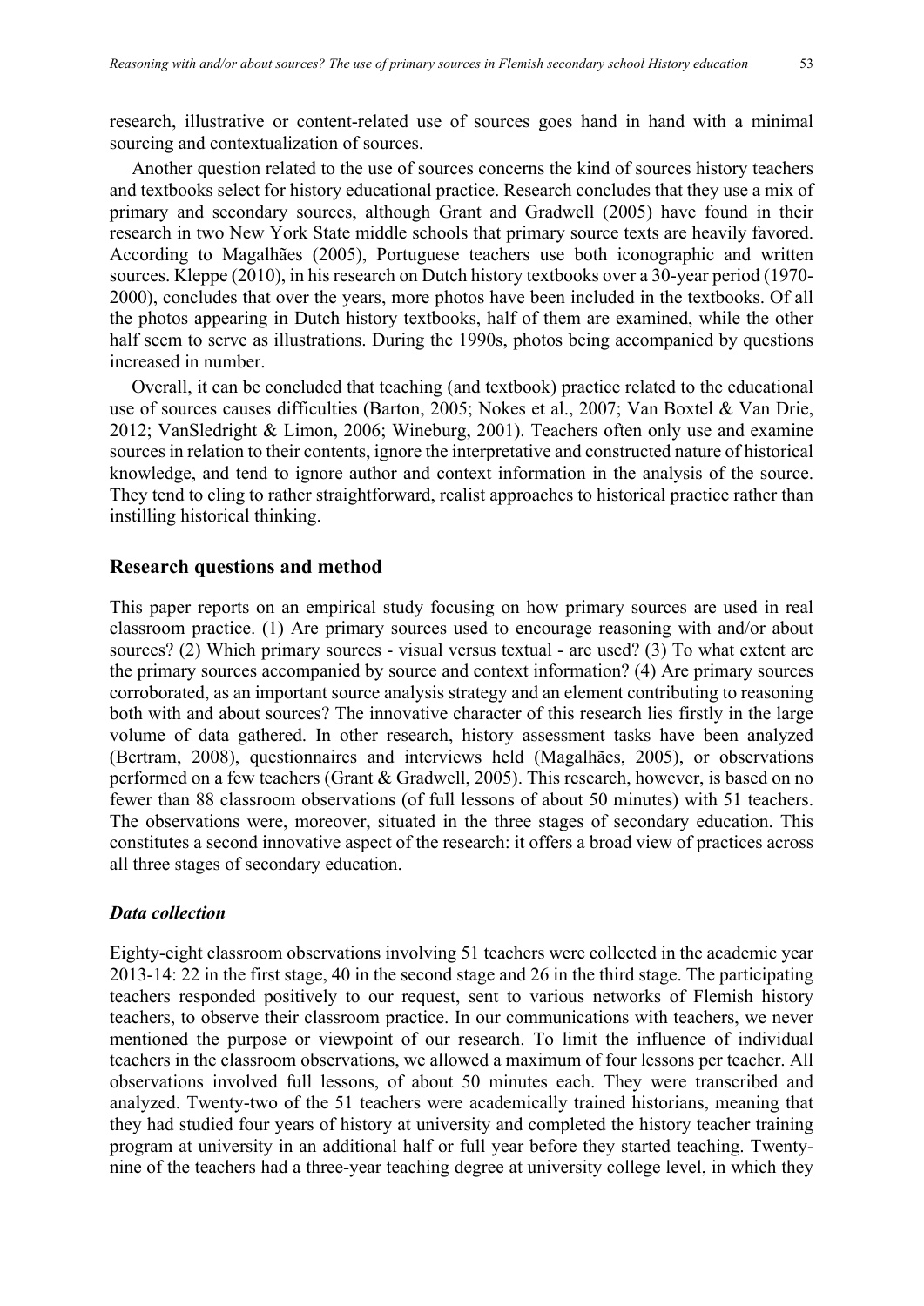research, illustrative or content-related use of sources goes hand in hand with a minimal sourcing and contextualization of sources.

Another question related to the use of sources concerns the kind of sources history teachers and textbooks select for history educational practice. Research concludes that they use a mix of primary and secondary sources, although Grant and Gradwell (2005) have found in their research in two New York State middle schools that primary source texts are heavily favored. According to Magalhães (2005), Portuguese teachers use both iconographic and written sources. Kleppe (2010), in his research on Dutch history textbooks over a 30-year period (1970-2000), concludes that over the years, more photos have been included in the textbooks. Of all the photos appearing in Dutch history textbooks, half of them are examined, while the other half seem to serve as illustrations. During the 1990s, photos being accompanied by questions increased in number.

Overall, it can be concluded that teaching (and textbook) practice related to the educational use of sources causes difficulties (Barton, 2005; Nokes et al., 2007; Van Boxtel & Van Drie, 2012; VanSledright & Limon, 2006; Wineburg, 2001). Teachers often only use and examine sources in relation to their contents, ignore the interpretative and constructed nature of historical knowledge, and tend to ignore author and context information in the analysis of the source. They tend to cling to rather straightforward, realist approaches to historical practice rather than instilling historical thinking.

## Research questions and method

This paper reports on an empirical study focusing on how primary sources are used in real classroom practice. (1) Are primary sources used to encourage reasoning with and/or about sources? (2) Which primary sources - visual versus textual - are used? (3) To what extent are the primary sources accompanied by source and context information? (4) Are primary sources corroborated, as an important source analysis strategy and an element contributing to reasoning both with and about sources? The innovative character of this research lies firstly in the large volume of data gathered. In other research, history assessment tasks have been analyzed (Bertram, 2008), questionnaires and interviews held (Magalhães, 2005), or observations performed on a few teachers (Grant & Gradwell, 2005). This research, however, is based on no fewer than 88 classroom observations (of full lessons of about 50 minutes) with 51 teachers. The observations were, moreover, situated in the three stages of secondary education. This constitutes a second innovative aspect of the research: it offers a broad view of practices across all three stages of secondary education.

### *Data collection*

Eighty-eight classroom observations involving 51 teachers were collected in the academic year 2013-14: 22 in the first stage, 40 in the second stage and 26 in the third stage. The participating teachers responded positively to our request, sent to various networks of Flemish history teachers, to observe their classroom practice. In our communications with teachers, we never mentioned the purpose or viewpoint of our research. To limit the influence of individual teachers in the classroom observations, we allowed a maximum of four lessons per teacher. All observations involved full lessons, of about 50 minutes each. They were transcribed and analyzed. Twenty-two of the 51 teachers were academically trained historians, meaning that they had studied four years of history at university and completed the history teacher training program at university in an additional half or full year before they started teaching. Twenty-nine of the teachers had a three-year teaching degree at university college level, in which they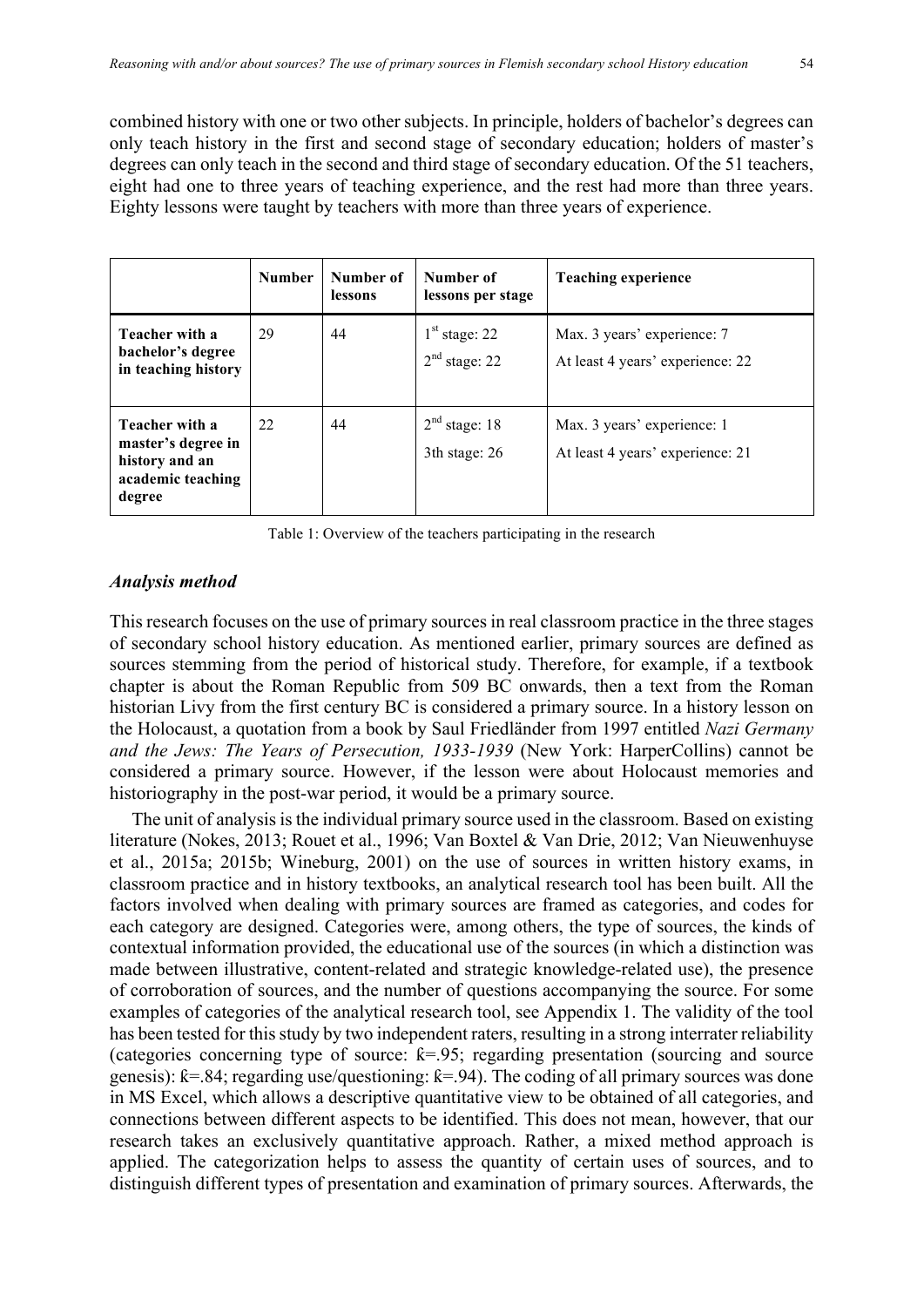combined history with one or two other subjects. In principle, holders of bachelor's degrees can only teach history in the first and second stage of secondary education; holders of master's degrees can only teach in the second and third stage of secondary education. Of the 51 teachers, eight had one to three years of teaching experience, and the rest had more than three years. Eighty lessons were taught by teachers with more than three years of experience.

| | **Number** | **Number of lessons** | **Number of lessons per stage** | **Teaching experience** |
|---|---|---|---|---|
| **Teacher with a bachelor's degree in teaching history** | 29 | 44 | 1st stage: 22<br>2nd stage: 22 | Max. 3 years' experience: 7<br>At least 4 years' experience: 22 |
| **Teacher with a master's degree in history and an academic teaching degree** | 22 | 44 | 2nd stage: 18<br>3th stage: 26 | Max. 3 years' experience: 1<br>At least 4 years' experience: 21 |

Table 1: Overview of the teachers participating in the research

### *Analysis method*

This research focuses on the use of primary sources in real classroom practice in the three stages of secondary school history education. As mentioned earlier, primary sources are defined as sources stemming from the period of historical study. Therefore, for example, if a textbook chapter is about the Roman Republic from 509 BC onwards, then a text from the Roman historian Livy from the first century BC is considered a primary source. In a history lesson on the Holocaust, a quotation from a book by Saul Friedländer from 1997 entitled *Nazi Germany and the Jews: The Years of Persecution, 1933-1939* (New York: HarperCollins) cannot be considered a primary source. However, if the lesson were about Holocaust memories and historiography in the post-war period, it would be a primary source.

The unit of analysis is the individual primary source used in the classroom. Based on existing literature (Nokes, 2013; Rouet et al., 1996; Van Boxtel & Van Drie, 2012; Van Nieuwenhuyse et al., 2015a; 2015b; Wineburg, 2001) on the use of sources in written history exams, in classroom practice and in history textbooks, an analytical research tool has been built. All the factors involved when dealing with primary sources are framed as categories, and codes for each category are designed. Categories were, among others, the type of sources, the kinds of contextual information provided, the educational use of the sources (in which a distinction was made between illustrative, content-related and strategic knowledge-related use), the presence of corroboration of sources, and the number of questions accompanying the source. For some examples of categories of the analytical research tool, see Appendix 1. The validity of the tool has been tested for this study by two independent raters, resulting in a strong interrater reliability (categories concerning type of source: ƙ=.95; regarding presentation (sourcing and source genesis): ƙ=.84; regarding use/questioning: ƙ=.94). The coding of all primary sources was done in MS Excel, which allows a descriptive quantitative view to be obtained of all categories, and connections between different aspects to be identified. This does not mean, however, that our research takes an exclusively quantitative approach. Rather, a mixed method approach is applied. The categorization helps to assess the quantity of certain uses of sources, and to distinguish different types of presentation and examination of primary sources. Afterwards, the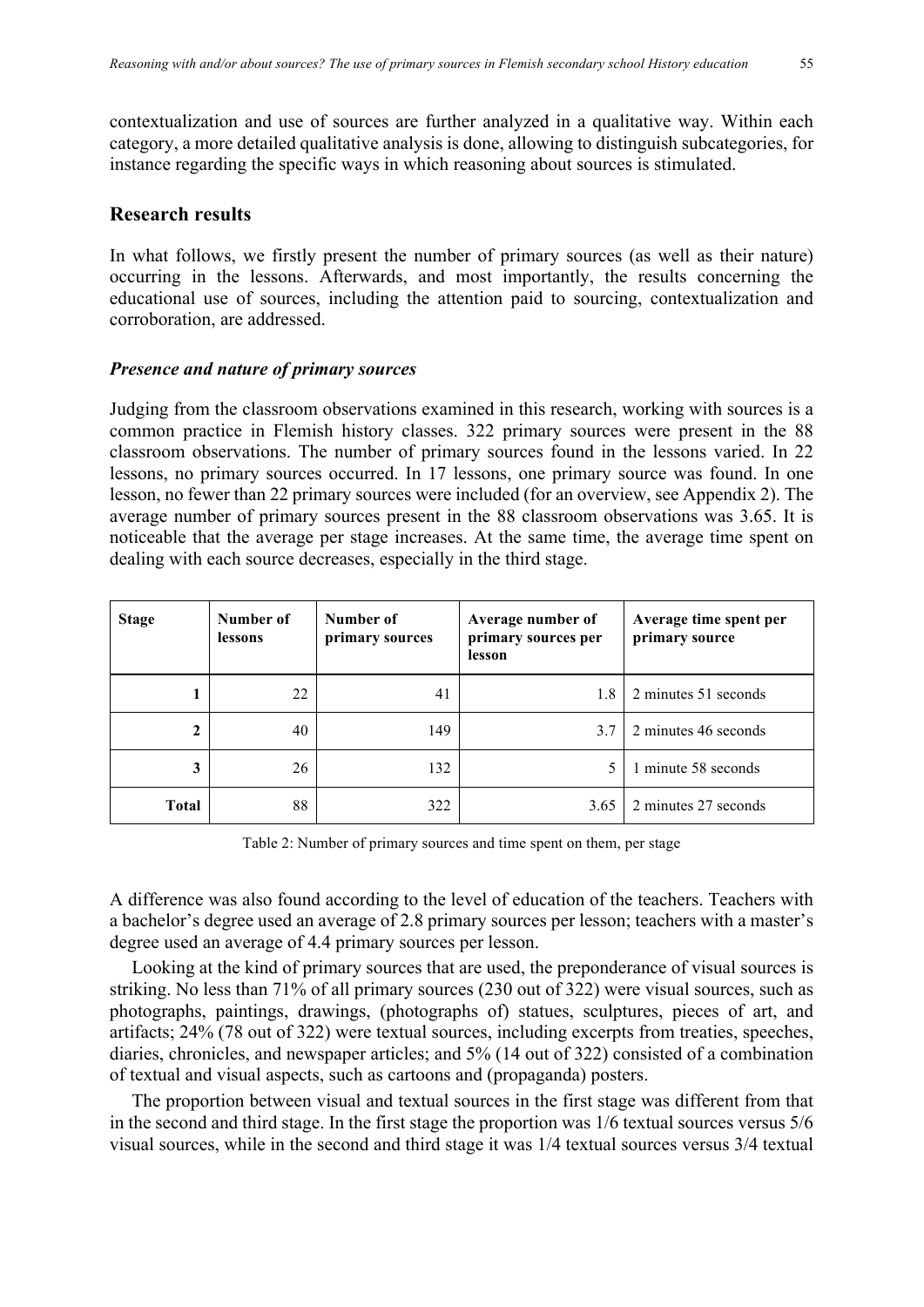contextualization and use of sources are further analyzed in a qualitative way. Within each category, a more detailed qualitative analysis is done, allowing to distinguish subcategories, for instance regarding the specific ways in which reasoning about sources is stimulated.

## Research results

In what follows, we firstly present the number of primary sources (as well as their nature) occurring in the lessons. Afterwards, and most importantly, the results concerning the educational use of sources, including the attention paid to sourcing, contextualization and corroboration, are addressed.

### *Presence and nature of primary sources*

Judging from the classroom observations examined in this research, working with sources is a common practice in Flemish history classes. 322 primary sources were present in the 88 classroom observations. The number of primary sources found in the lessons varied. In 22 lessons, no primary sources occurred. In 17 lessons, one primary source was found. In one lesson, no fewer than 22 primary sources were included (for an overview, see Appendix 2). The average number of primary sources present in the 88 classroom observations was 3.65. It is noticeable that the average per stage increases. At the same time, the average time spent on dealing with each source decreases, especially in the third stage.

| Stage | Number of lessons | Number of primary sources | Average number of primary sources per lesson | Average time spent per primary source |
|---|---|---|---|---|
| 1 | 22 | 41 | 1.8 | 2 minutes 51 seconds |
| 2 | 40 | 149 | 3.7 | 2 minutes 46 seconds |
| 3 | 26 | 132 | 5 | 1 minute 58 seconds |
| Total | 88 | 322 | 3.65 | 2 minutes 27 seconds |

Table 2: Number of primary sources and time spent on them, per stage

A difference was also found according to the level of education of the teachers. Teachers with a bachelor's degree used an average of 2.8 primary sources per lesson; teachers with a master's degree used an average of 4.4 primary sources per lesson.

Looking at the kind of primary sources that are used, the preponderance of visual sources is striking. No less than 71% of all primary sources (230 out of 322) were visual sources, such as photographs, paintings, drawings, (photographs of) statues, sculptures, pieces of art, and artifacts; 24% (78 out of 322) were textual sources, including excerpts from treaties, speeches, diaries, chronicles, and newspaper articles; and 5% (14 out of 322) consisted of a combination of textual and visual aspects, such as cartoons and (propaganda) posters.

The proportion between visual and textual sources in the first stage was different from that in the second and third stage. In the first stage the proportion was 1/6 textual sources versus 5/6 visual sources, while in the second and third stage it was 1/4 textual sources versus 3/4 textual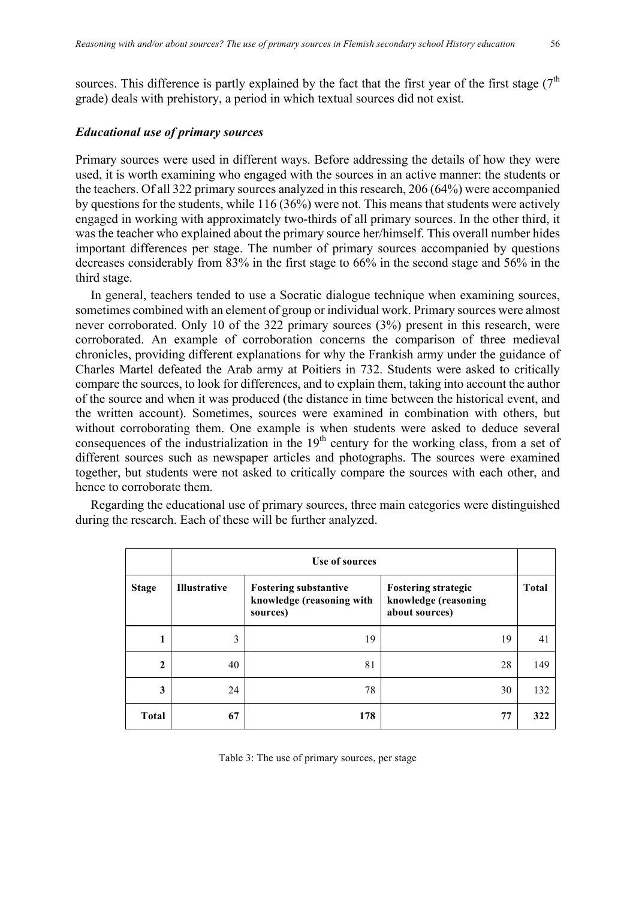sources. This difference is partly explained by the fact that the first year of the first stage (7th grade) deals with prehistory, a period in which textual sources did not exist.

### *Educational use of primary sources*

Primary sources were used in different ways. Before addressing the details of how they were used, it is worth examining who engaged with the sources in an active manner: the students or the teachers. Of all 322 primary sources analyzed in this research, 206 (64%) were accompanied by questions for the students, while 116 (36%) were not. This means that students were actively engaged in working with approximately two-thirds of all primary sources. In the other third, it was the teacher who explained about the primary source her/himself. This overall number hides important differences per stage. The number of primary sources accompanied by questions decreases considerably from 83% in the first stage to 66% in the second stage and 56% in the third stage.

In general, teachers tended to use a Socratic dialogue technique when examining sources, sometimes combined with an element of group or individual work. Primary sources were almost never corroborated. Only 10 of the 322 primary sources (3%) present in this research, were corroborated. An example of corroboration concerns the comparison of three medieval chronicles, providing different explanations for why the Frankish army under the guidance of Charles Martel defeated the Arab army at Poitiers in 732. Students were asked to critically compare the sources, to look for differences, and to explain them, taking into account the author of the source and when it was produced (the distance in time between the historical event, and the written account). Sometimes, sources were examined in combination with others, but without corroborating them. One example is when students were asked to deduce several consequences of the industrialization in the 19th century for the working class, from a set of different sources such as newspaper articles and photographs. The sources were examined together, but students were not asked to critically compare the sources with each other, and hence to corroborate them.

Regarding the educational use of primary sources, three main categories were distinguished during the research. Each of these will be further analyzed.

| | **Use of sources** | | | |
|---|---|---|---|---|
| **Stage** | **Illustrative** | **Fostering substantive knowledge (reasoning with sources)** | **Fostering strategic knowledge (reasoning about sources)** | **Total** |
| **1** | 3 | 19 | 19 | 41 |
| **2** | 40 | 81 | 28 | 149 |
| **3** | 24 | 78 | 30 | 132 |
| **Total** | **67** | **178** | **77** | **322** |

Table 3: The use of primary sources, per stage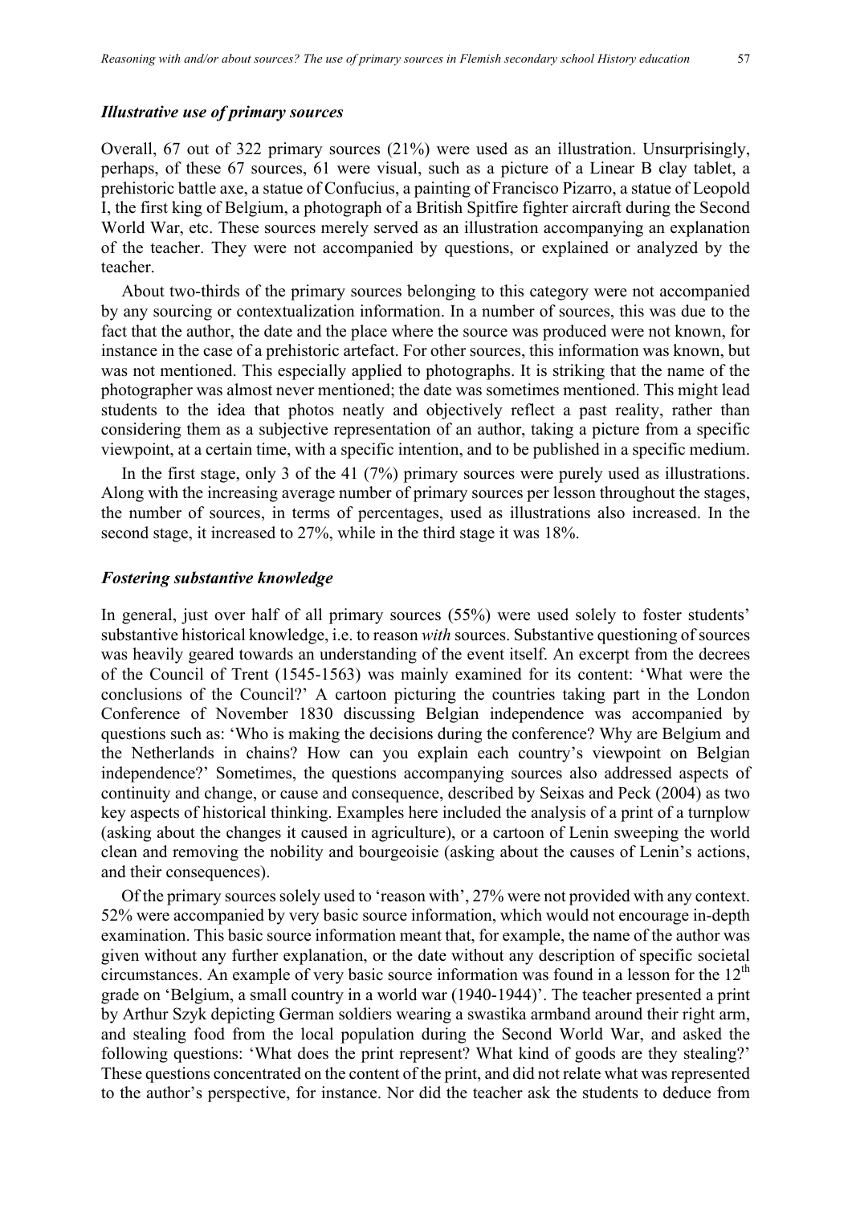### *Illustrative use of primary sources*

Overall, 67 out of 322 primary sources (21%) were used as an illustration. Unsurprisingly, perhaps, of these 67 sources, 61 were visual, such as a picture of a Linear B clay tablet, a prehistoric battle axe, a statue of Confucius, a painting of Francisco Pizarro, a statue of Leopold I, the first king of Belgium, a photograph of a British Spitfire fighter aircraft during the Second World War, etc. These sources merely served as an illustration accompanying an explanation of the teacher. They were not accompanied by questions, or explained or analyzed by the teacher.

About two-thirds of the primary sources belonging to this category were not accompanied by any sourcing or contextualization information. In a number of sources, this was due to the fact that the author, the date and the place where the source was produced were not known, for instance in the case of a prehistoric artefact. For other sources, this information was known, but was not mentioned. This especially applied to photographs. It is striking that the name of the photographer was almost never mentioned; the date was sometimes mentioned. This might lead students to the idea that photos neatly and objectively reflect a past reality, rather than considering them as a subjective representation of an author, taking a picture from a specific viewpoint, at a certain time, with a specific intention, and to be published in a specific medium.

In the first stage, only 3 of the 41 (7%) primary sources were purely used as illustrations. Along with the increasing average number of primary sources per lesson throughout the stages, the number of sources, in terms of percentages, used as illustrations also increased. In the second stage, it increased to 27%, while in the third stage it was 18%.

### *Fostering substantive knowledge*

In general, just over half of all primary sources (55%) were used solely to foster students' substantive historical knowledge, i.e. to reason *with* sources. Substantive questioning of sources was heavily geared towards an understanding of the event itself. An excerpt from the decrees of the Council of Trent (1545-1563) was mainly examined for its content: 'What were the conclusions of the Council?' A cartoon picturing the countries taking part in the London Conference of November 1830 discussing Belgian independence was accompanied by questions such as: 'Who is making the decisions during the conference? Why are Belgium and the Netherlands in chains? How can you explain each country's viewpoint on Belgian independence?' Sometimes, the questions accompanying sources also addressed aspects of continuity and change, or cause and consequence, described by Seixas and Peck (2004) as two key aspects of historical thinking. Examples here included the analysis of a print of a turnplow (asking about the changes it caused in agriculture), or a cartoon of Lenin sweeping the world clean and removing the nobility and bourgeoisie (asking about the causes of Lenin's actions, and their consequences).

Of the primary sources solely used to 'reason with', 27% were not provided with any context. 52% were accompanied by very basic source information, which would not encourage in-depth examination. This basic source information meant that, for example, the name of the author was given without any further explanation, or the date without any description of specific societal circumstances. An example of very basic source information was found in a lesson for the 12th grade on 'Belgium, a small country in a world war (1940-1944)'. The teacher presented a print by Arthur Szyk depicting German soldiers wearing a swastika armband around their right arm, and stealing food from the local population during the Second World War, and asked the following questions: 'What does the print represent? What kind of goods are they stealing?' These questions concentrated on the content of the print, and did not relate what was represented to the author's perspective, for instance. Nor did the teacher ask the students to deduce from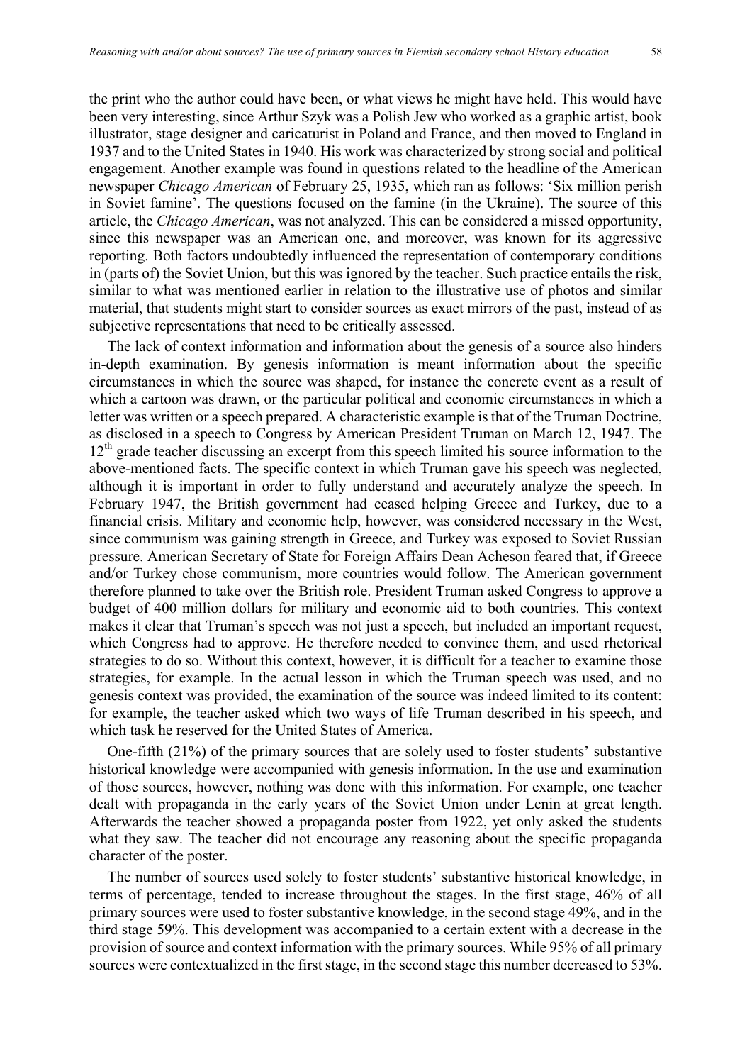the print who the author could have been, or what views he might have held. This would have been very interesting, since Arthur Szyk was a Polish Jew who worked as a graphic artist, book illustrator, stage designer and caricaturist in Poland and France, and then moved to England in 1937 and to the United States in 1940. His work was characterized by strong social and political engagement. Another example was found in questions related to the headline of the American newspaper *Chicago American* of February 25, 1935, which ran as follows: 'Six million perish in Soviet famine'. The questions focused on the famine (in the Ukraine). The source of this article, the *Chicago American*, was not analyzed. This can be considered a missed opportunity, since this newspaper was an American one, and moreover, was known for its aggressive reporting. Both factors undoubtedly influenced the representation of contemporary conditions in (parts of) the Soviet Union, but this was ignored by the teacher. Such practice entails the risk, similar to what was mentioned earlier in relation to the illustrative use of photos and similar material, that students might start to consider sources as exact mirrors of the past, instead of as subjective representations that need to be critically assessed.

The lack of context information and information about the genesis of a source also hinders in-depth examination. By genesis information is meant information about the specific circumstances in which the source was shaped, for instance the concrete event as a result of which a cartoon was drawn, or the particular political and economic circumstances in which a letter was written or a speech prepared. A characteristic example is that of the Truman Doctrine, as disclosed in a speech to Congress by American President Truman on March 12, 1947. The 12th grade teacher discussing an excerpt from this speech limited his source information to the above-mentioned facts. The specific context in which Truman gave his speech was neglected, although it is important in order to fully understand and accurately analyze the speech. In February 1947, the British government had ceased helping Greece and Turkey, due to a financial crisis. Military and economic help, however, was considered necessary in the West, since communism was gaining strength in Greece, and Turkey was exposed to Soviet Russian pressure. American Secretary of State for Foreign Affairs Dean Acheson feared that, if Greece and/or Turkey chose communism, more countries would follow. The American government therefore planned to take over the British role. President Truman asked Congress to approve a budget of 400 million dollars for military and economic aid to both countries. This context makes it clear that Truman's speech was not just a speech, but included an important request, which Congress had to approve. He therefore needed to convince them, and used rhetorical strategies to do so. Without this context, however, it is difficult for a teacher to examine those strategies, for example. In the actual lesson in which the Truman speech was used, and no genesis context was provided, the examination of the source was indeed limited to its content: for example, the teacher asked which two ways of life Truman described in his speech, and which task he reserved for the United States of America.

One-fifth (21%) of the primary sources that are solely used to foster students' substantive historical knowledge were accompanied with genesis information. In the use and examination of those sources, however, nothing was done with this information. For example, one teacher dealt with propaganda in the early years of the Soviet Union under Lenin at great length. Afterwards the teacher showed a propaganda poster from 1922, yet only asked the students what they saw. The teacher did not encourage any reasoning about the specific propaganda character of the poster.

The number of sources used solely to foster students' substantive historical knowledge, in terms of percentage, tended to increase throughout the stages. In the first stage, 46% of all primary sources were used to foster substantive knowledge, in the second stage 49%, and in the third stage 59%. This development was accompanied to a certain extent with a decrease in the provision of source and context information with the primary sources. While 95% of all primary sources were contextualized in the first stage, in the second stage this number decreased to 53%.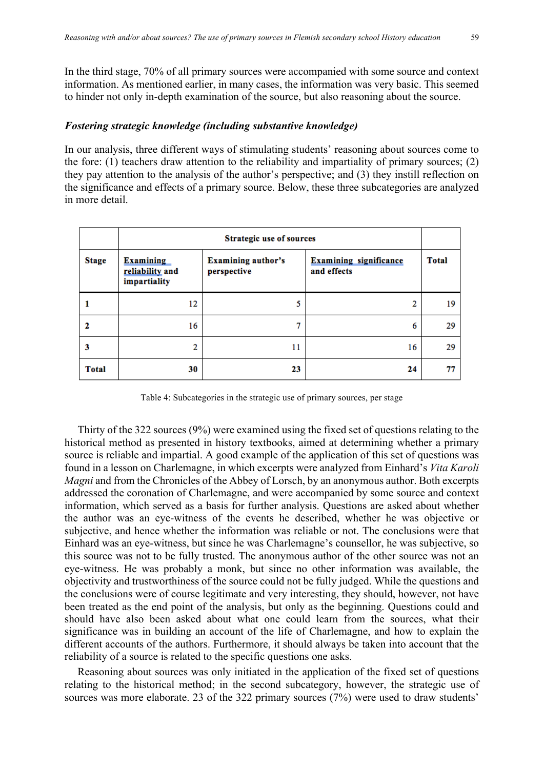In the third stage, 70% of all primary sources were accompanied with some source and context information. As mentioned earlier, in many cases, the information was very basic. This seemed to hinder not only in-depth examination of the source, but also reasoning about the source.

### *Fostering strategic knowledge (including substantive knowledge)*

In our analysis, three different ways of stimulating students' reasoning about sources come to the fore: (1) teachers draw attention to the reliability and impartiality of primary sources; (2) they pay attention to the analysis of the author's perspective; and (3) they instill reflection on the significance and effects of a primary source. Below, these three subcategories are analyzed in more detail.

| | **Strategic use of sources** | | | |
|---|---|---|---|---|
| **Stage** | **Examining reliability and impartiality** | **Examining author's perspective** | **Examining significance and effects** | **Total** |
| **1** | 12 | 5 | 2 | 19 |
| **2** | 16 | 7 | 6 | 29 |
| **3** | 2 | 11 | 16 | 29 |
| **Total** | **30** | **23** | **24** | **77** |

Table 4: Subcategories in the strategic use of primary sources, per stage

Thirty of the 322 sources (9%) were examined using the fixed set of questions relating to the historical method as presented in history textbooks, aimed at determining whether a primary source is reliable and impartial. A good example of the application of this set of questions was found in a lesson on Charlemagne, in which excerpts were analyzed from Einhard's *Vita Karoli Magni* and from the Chronicles of the Abbey of Lorsch, by an anonymous author. Both excerpts addressed the coronation of Charlemagne, and were accompanied by some source and context information, which served as a basis for further analysis. Questions are asked about whether the author was an eye-witness of the events he described, whether he was objective or subjective, and hence whether the information was reliable or not. The conclusions were that Einhard was an eye-witness, but since he was Charlemagne's counsellor, he was subjective, so this source was not to be fully trusted. The anonymous author of the other source was not an eye-witness. He was probably a monk, but since no other information was available, the objectivity and trustworthiness of the source could not be fully judged. While the questions and the conclusions were of course legitimate and very interesting, they should, however, not have been treated as the end point of the analysis, but only as the beginning. Questions could and should have also been asked about what one could learn from the sources, what their significance was in building an account of the life of Charlemagne, and how to explain the different accounts of the authors. Furthermore, it should always be taken into account that the reliability of a source is related to the specific questions one asks.

Reasoning about sources was only initiated in the application of the fixed set of questions relating to the historical method; in the second subcategory, however, the strategic use of sources was more elaborate. 23 of the 322 primary sources (7%) were used to draw students'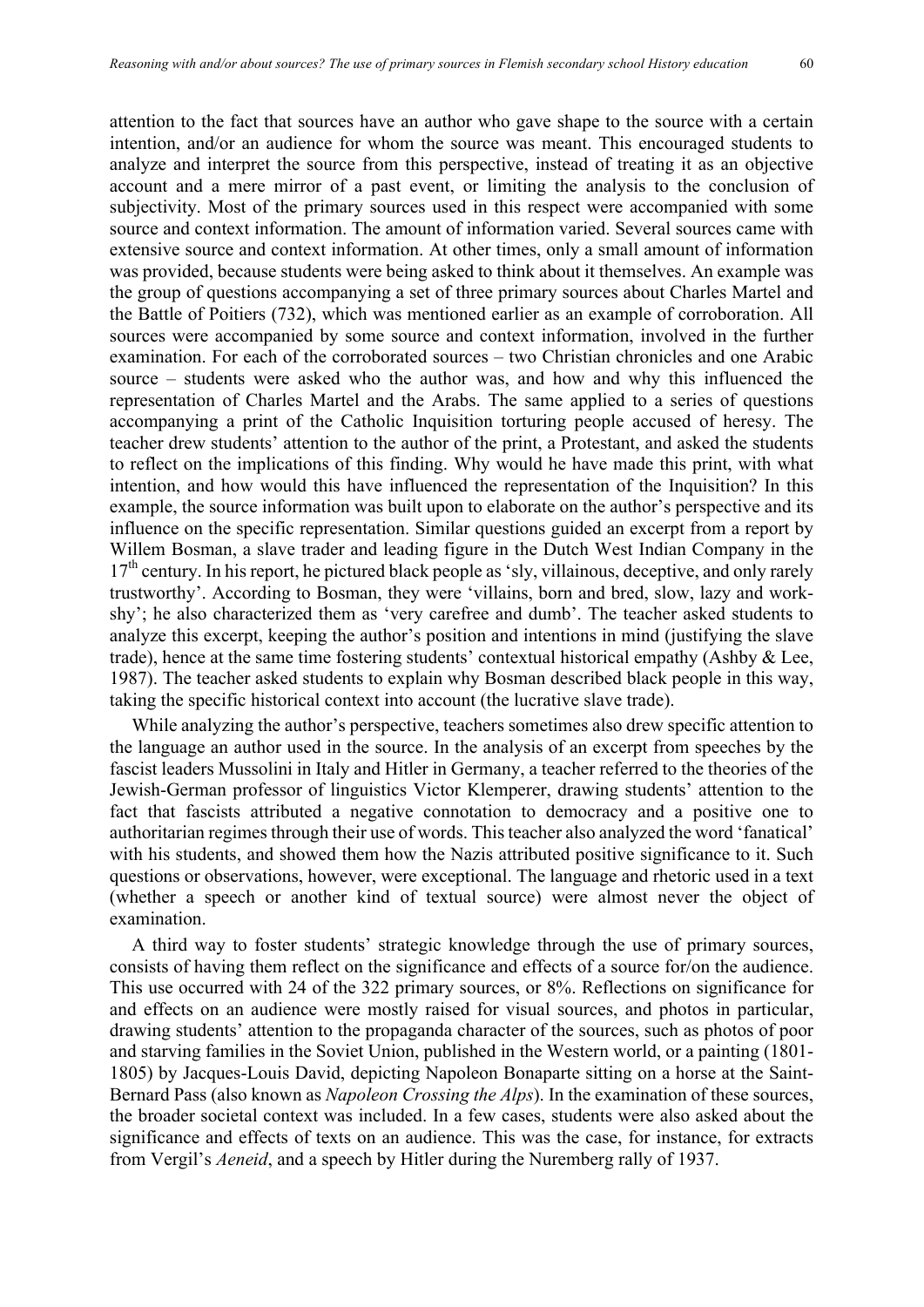attention to the fact that sources have an author who gave shape to the source with a certain intention, and/or an audience for whom the source was meant. This encouraged students to analyze and interpret the source from this perspective, instead of treating it as an objective account and a mere mirror of a past event, or limiting the analysis to the conclusion of subjectivity. Most of the primary sources used in this respect were accompanied with some source and context information. The amount of information varied. Several sources came with extensive source and context information. At other times, only a small amount of information was provided, because students were being asked to think about it themselves. An example was the group of questions accompanying a set of three primary sources about Charles Martel and the Battle of Poitiers (732), which was mentioned earlier as an example of corroboration. All sources were accompanied by some source and context information, involved in the further examination. For each of the corroborated sources – two Christian chronicles and one Arabic source – students were asked who the author was, and how and why this influenced the representation of Charles Martel and the Arabs. The same applied to a series of questions accompanying a print of the Catholic Inquisition torturing people accused of heresy. The teacher drew students' attention to the author of the print, a Protestant, and asked the students to reflect on the implications of this finding. Why would he have made this print, with what intention, and how would this have influenced the representation of the Inquisition? In this example, the source information was built upon to elaborate on the author's perspective and its influence on the specific representation. Similar questions guided an excerpt from a report by Willem Bosman, a slave trader and leading figure in the Dutch West Indian Company in the 17th century. In his report, he pictured black people as 'sly, villainous, deceptive, and only rarely trustworthy'. According to Bosman, they were 'villains, born and bred, slow, lazy and work-shy'; he also characterized them as 'very carefree and dumb'. The teacher asked students to analyze this excerpt, keeping the author's position and intentions in mind (justifying the slave trade), hence at the same time fostering students' contextual historical empathy (Ashby & Lee, 1987). The teacher asked students to explain why Bosman described black people in this way, taking the specific historical context into account (the lucrative slave trade).

While analyzing the author's perspective, teachers sometimes also drew specific attention to the language an author used in the source. In the analysis of an excerpt from speeches by the fascist leaders Mussolini in Italy and Hitler in Germany, a teacher referred to the theories of the Jewish-German professor of linguistics Victor Klemperer, drawing students' attention to the fact that fascists attributed a negative connotation to democracy and a positive one to authoritarian regimes through their use of words. This teacher also analyzed the word 'fanatical' with his students, and showed them how the Nazis attributed positive significance to it. Such questions or observations, however, were exceptional. The language and rhetoric used in a text (whether a speech or another kind of textual source) were almost never the object of examination.

A third way to foster students' strategic knowledge through the use of primary sources, consists of having them reflect on the significance and effects of a source for/on the audience. This use occurred with 24 of the 322 primary sources, or 8%. Reflections on significance for and effects on an audience were mostly raised for visual sources, and photos in particular, drawing students' attention to the propaganda character of the sources, such as photos of poor and starving families in the Soviet Union, published in the Western world, or a painting (1801-1805) by Jacques-Louis David, depicting Napoleon Bonaparte sitting on a horse at the Saint-Bernard Pass (also known as *Napoleon Crossing the Alps*). In the examination of these sources, the broader societal context was included. In a few cases, students were also asked about the significance and effects of texts on an audience. This was the case, for instance, for extracts from Vergil's *Aeneid*, and a speech by Hitler during the Nuremberg rally of 1937.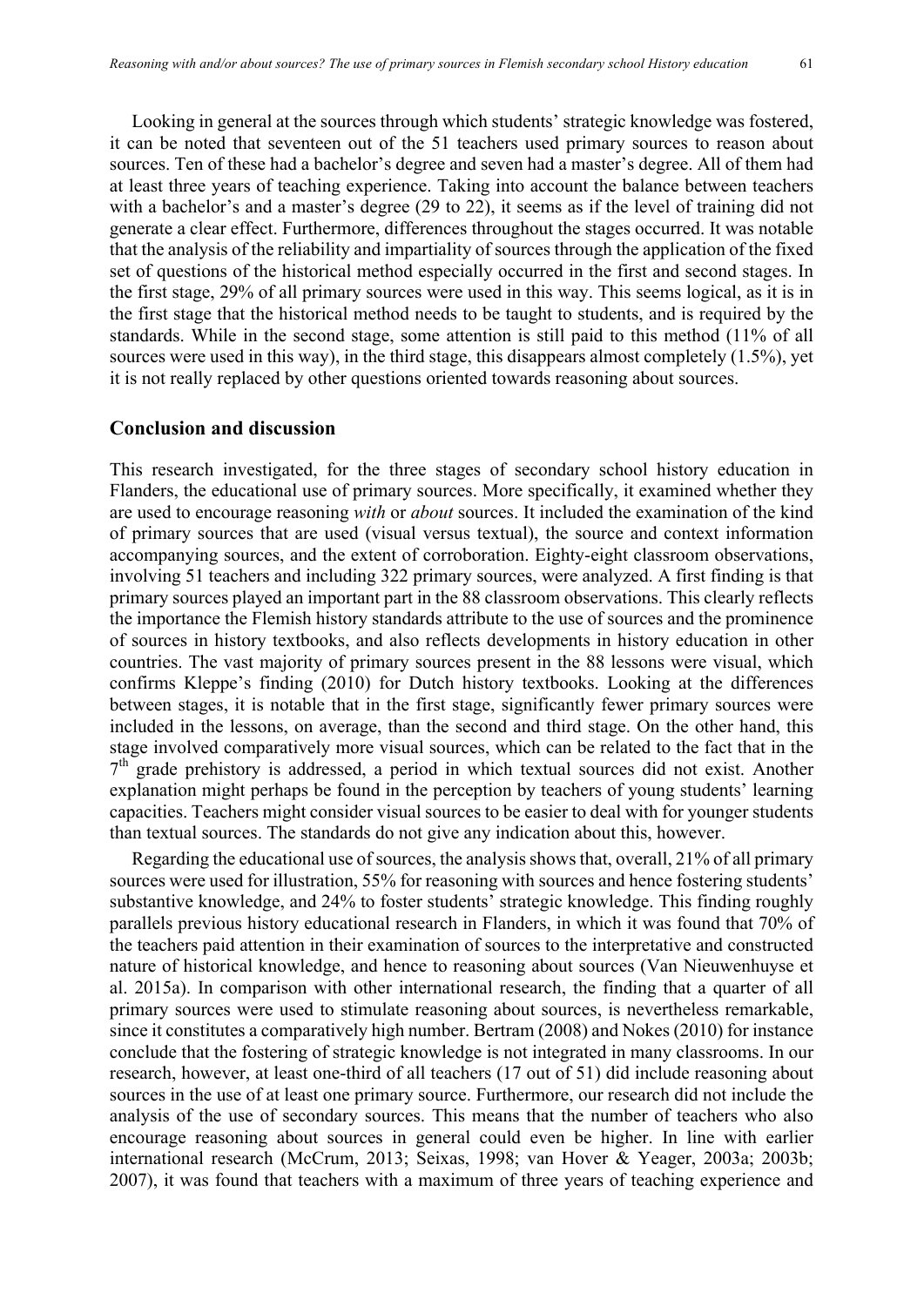Looking in general at the sources through which students' strategic knowledge was fostered, it can be noted that seventeen out of the 51 teachers used primary sources to reason about sources. Ten of these had a bachelor's degree and seven had a master's degree. All of them had at least three years of teaching experience. Taking into account the balance between teachers with a bachelor's and a master's degree (29 to 22), it seems as if the level of training did not generate a clear effect. Furthermore, differences throughout the stages occurred. It was notable that the analysis of the reliability and impartiality of sources through the application of the fixed set of questions of the historical method especially occurred in the first and second stages. In the first stage, 29% of all primary sources were used in this way. This seems logical, as it is in the first stage that the historical method needs to be taught to students, and is required by the standards. While in the second stage, some attention is still paid to this method (11% of all sources were used in this way), in the third stage, this disappears almost completely (1.5%), yet it is not really replaced by other questions oriented towards reasoning about sources.

## Conclusion and discussion

This research investigated, for the three stages of secondary school history education in Flanders, the educational use of primary sources. More specifically, it examined whether they are used to encourage reasoning *with* or *about* sources. It included the examination of the kind of primary sources that are used (visual versus textual), the source and context information accompanying sources, and the extent of corroboration. Eighty-eight classroom observations, involving 51 teachers and including 322 primary sources, were analyzed. A first finding is that primary sources played an important part in the 88 classroom observations. This clearly reflects the importance the Flemish history standards attribute to the use of sources and the prominence of sources in history textbooks, and also reflects developments in history education in other countries. The vast majority of primary sources present in the 88 lessons were visual, which confirms Kleppe's finding (2010) for Dutch history textbooks. Looking at the differences between stages, it is notable that in the first stage, significantly fewer primary sources were included in the lessons, on average, than the second and third stage. On the other hand, this stage involved comparatively more visual sources, which can be related to the fact that in the 7th grade prehistory is addressed, a period in which textual sources did not exist. Another explanation might perhaps be found in the perception by teachers of young students' learning capacities. Teachers might consider visual sources to be easier to deal with for younger students than textual sources. The standards do not give any indication about this, however.

Regarding the educational use of sources, the analysis shows that, overall, 21% of all primary sources were used for illustration, 55% for reasoning with sources and hence fostering students' substantive knowledge, and 24% to foster students' strategic knowledge. This finding roughly parallels previous history educational research in Flanders, in which it was found that 70% of the teachers paid attention in their examination of sources to the interpretative and constructed nature of historical knowledge, and hence to reasoning about sources (Van Nieuwenhuyse et al. 2015a). In comparison with other international research, the finding that a quarter of all primary sources were used to stimulate reasoning about sources, is nevertheless remarkable, since it constitutes a comparatively high number. Bertram (2008) and Nokes (2010) for instance conclude that the fostering of strategic knowledge is not integrated in many classrooms. In our research, however, at least one-third of all teachers (17 out of 51) did include reasoning about sources in the use of at least one primary source. Furthermore, our research did not include the analysis of the use of secondary sources. This means that the number of teachers who also encourage reasoning about sources in general could even be higher. In line with earlier international research (McCrum, 2013; Seixas, 1998; van Hover & Yeager, 2003a; 2003b; 2007), it was found that teachers with a maximum of three years of teaching experience and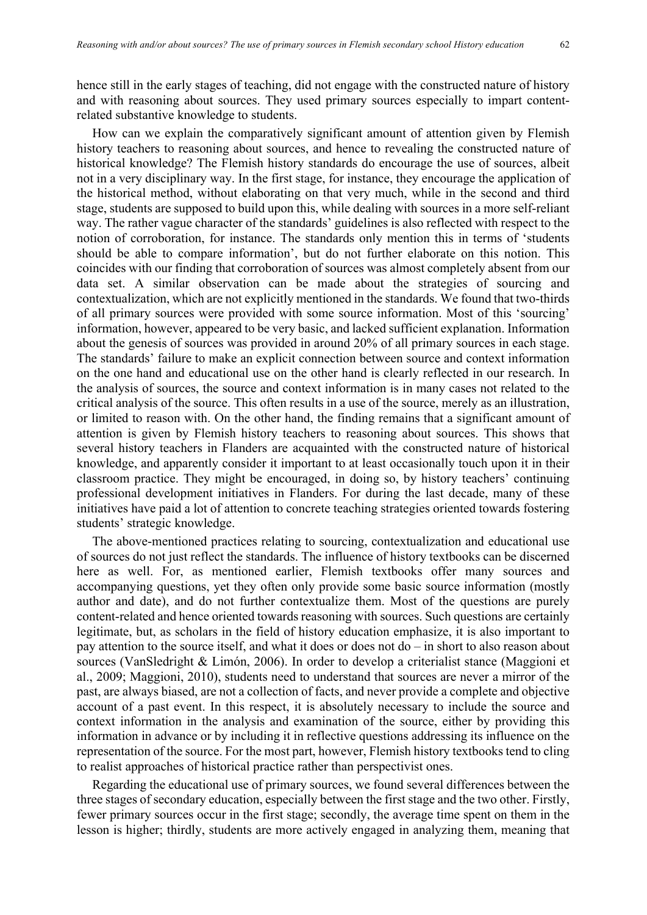hence still in the early stages of teaching, did not engage with the constructed nature of history and with reasoning about sources. They used primary sources especially to impart content-related substantive knowledge to students.

How can we explain the comparatively significant amount of attention given by Flemish history teachers to reasoning about sources, and hence to revealing the constructed nature of historical knowledge? The Flemish history standards do encourage the use of sources, albeit not in a very disciplinary way. In the first stage, for instance, they encourage the application of the historical method, without elaborating on that very much, while in the second and third stage, students are supposed to build upon this, while dealing with sources in a more self-reliant way. The rather vague character of the standards' guidelines is also reflected with respect to the notion of corroboration, for instance. The standards only mention this in terms of 'students should be able to compare information', but do not further elaborate on this notion. This coincides with our finding that corroboration of sources was almost completely absent from our data set. A similar observation can be made about the strategies of sourcing and contextualization, which are not explicitly mentioned in the standards. We found that two-thirds of all primary sources were provided with some source information. Most of this 'sourcing' information, however, appeared to be very basic, and lacked sufficient explanation. Information about the genesis of sources was provided in around 20% of all primary sources in each stage. The standards' failure to make an explicit connection between source and context information on the one hand and educational use on the other hand is clearly reflected in our research. In the analysis of sources, the source and context information is in many cases not related to the critical analysis of the source. This often results in a use of the source, merely as an illustration, or limited to reason with. On the other hand, the finding remains that a significant amount of attention is given by Flemish history teachers to reasoning about sources. This shows that several history teachers in Flanders are acquainted with the constructed nature of historical knowledge, and apparently consider it important to at least occasionally touch upon it in their classroom practice. They might be encouraged, in doing so, by history teachers' continuing professional development initiatives in Flanders. For during the last decade, many of these initiatives have paid a lot of attention to concrete teaching strategies oriented towards fostering students' strategic knowledge.

The above-mentioned practices relating to sourcing, contextualization and educational use of sources do not just reflect the standards. The influence of history textbooks can be discerned here as well. For, as mentioned earlier, Flemish textbooks offer many sources and accompanying questions, yet they often only provide some basic source information (mostly author and date), and do not further contextualize them. Most of the questions are purely content-related and hence oriented towards reasoning with sources. Such questions are certainly legitimate, but, as scholars in the field of history education emphasize, it is also important to pay attention to the source itself, and what it does or does not do – in short to also reason about sources (VanSledright & Limón, 2006). In order to develop a criterialist stance (Maggioni et al., 2009; Maggioni, 2010), students need to understand that sources are never a mirror of the past, are always biased, are not a collection of facts, and never provide a complete and objective account of a past event. In this respect, it is absolutely necessary to include the source and context information in the analysis and examination of the source, either by providing this information in advance or by including it in reflective questions addressing its influence on the representation of the source. For the most part, however, Flemish history textbooks tend to cling to realist approaches of historical practice rather than perspectivist ones.

Regarding the educational use of primary sources, we found several differences between the three stages of secondary education, especially between the first stage and the two other. Firstly, fewer primary sources occur in the first stage; secondly, the average time spent on them in the lesson is higher; thirdly, students are more actively engaged in analyzing them, meaning that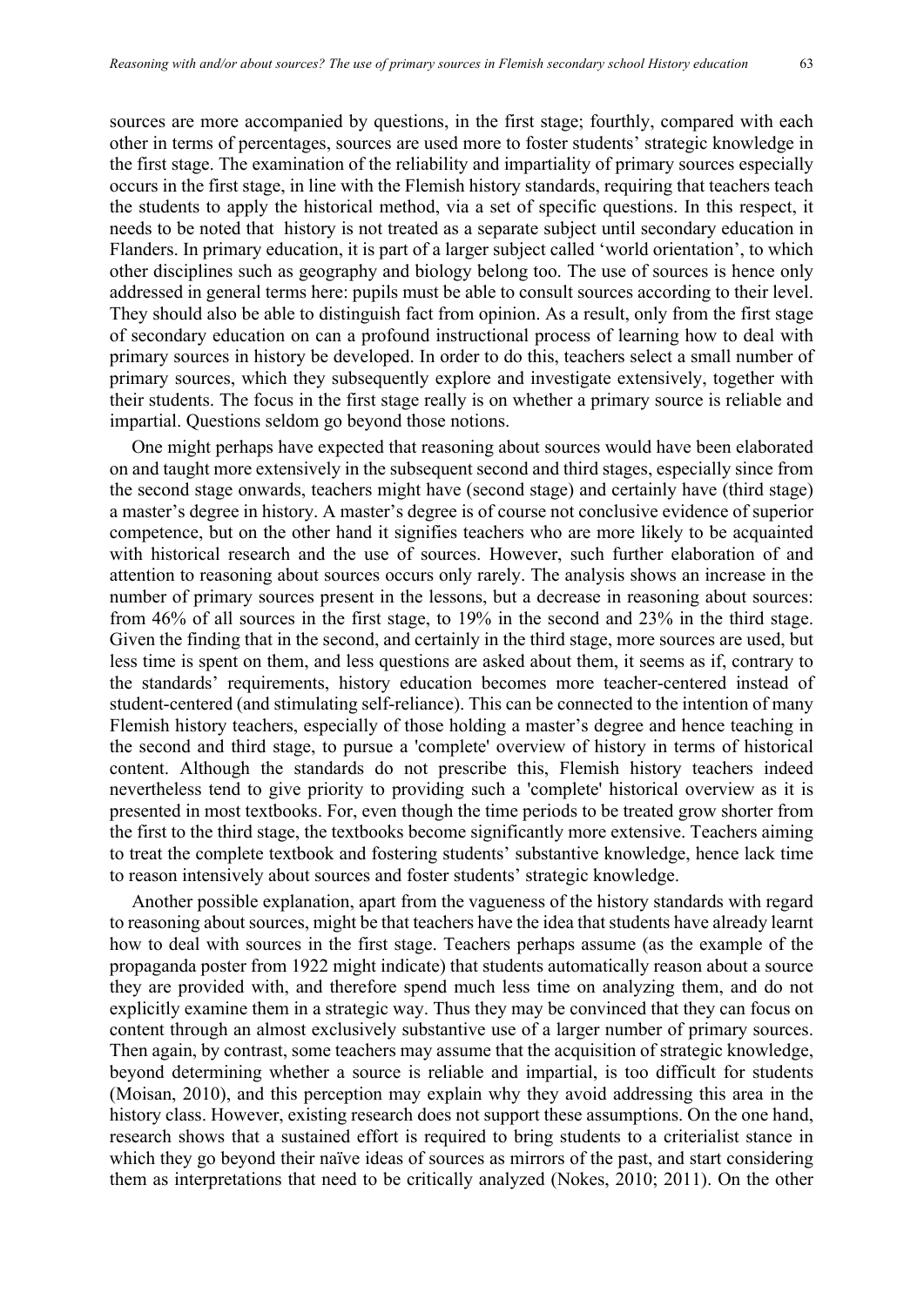sources are more accompanied by questions, in the first stage; fourthly, compared with each other in terms of percentages, sources are used more to foster students' strategic knowledge in the first stage. The examination of the reliability and impartiality of primary sources especially occurs in the first stage, in line with the Flemish history standards, requiring that teachers teach the students to apply the historical method, via a set of specific questions. In this respect, it needs to be noted that history is not treated as a separate subject until secondary education in Flanders. In primary education, it is part of a larger subject called 'world orientation', to which other disciplines such as geography and biology belong too. The use of sources is hence only addressed in general terms here: pupils must be able to consult sources according to their level. They should also be able to distinguish fact from opinion. As a result, only from the first stage of secondary education on can a profound instructional process of learning how to deal with primary sources in history be developed. In order to do this, teachers select a small number of primary sources, which they subsequently explore and investigate extensively, together with their students. The focus in the first stage really is on whether a primary source is reliable and impartial. Questions seldom go beyond those notions.

One might perhaps have expected that reasoning about sources would have been elaborated on and taught more extensively in the subsequent second and third stages, especially since from the second stage onwards, teachers might have (second stage) and certainly have (third stage) a master's degree in history. A master's degree is of course not conclusive evidence of superior competence, but on the other hand it signifies teachers who are more likely to be acquainted with historical research and the use of sources. However, such further elaboration of and attention to reasoning about sources occurs only rarely. The analysis shows an increase in the number of primary sources present in the lessons, but a decrease in reasoning about sources: from 46% of all sources in the first stage, to 19% in the second and 23% in the third stage. Given the finding that in the second, and certainly in the third stage, more sources are used, but less time is spent on them, and less questions are asked about them, it seems as if, contrary to the standards' requirements, history education becomes more teacher-centered instead of student-centered (and stimulating self-reliance). This can be connected to the intention of many Flemish history teachers, especially of those holding a master's degree and hence teaching in the second and third stage, to pursue a 'complete' overview of history in terms of historical content. Although the standards do not prescribe this, Flemish history teachers indeed nevertheless tend to give priority to providing such a 'complete' historical overview as it is presented in most textbooks. For, even though the time periods to be treated grow shorter from the first to the third stage, the textbooks become significantly more extensive. Teachers aiming to treat the complete textbook and fostering students' substantive knowledge, hence lack time to reason intensively about sources and foster students' strategic knowledge.

Another possible explanation, apart from the vagueness of the history standards with regard to reasoning about sources, might be that teachers have the idea that students have already learnt how to deal with sources in the first stage. Teachers perhaps assume (as the example of the propaganda poster from 1922 might indicate) that students automatically reason about a source they are provided with, and therefore spend much less time on analyzing them, and do not explicitly examine them in a strategic way. Thus they may be convinced that they can focus on content through an almost exclusively substantive use of a larger number of primary sources. Then again, by contrast, some teachers may assume that the acquisition of strategic knowledge, beyond determining whether a source is reliable and impartial, is too difficult for students (Moisan, 2010), and this perception may explain why they avoid addressing this area in the history class. However, existing research does not support these assumptions. On the one hand, research shows that a sustained effort is required to bring students to a criterialist stance in which they go beyond their naïve ideas of sources as mirrors of the past, and start considering them as interpretations that need to be critically analyzed (Nokes, 2010; 2011). On the other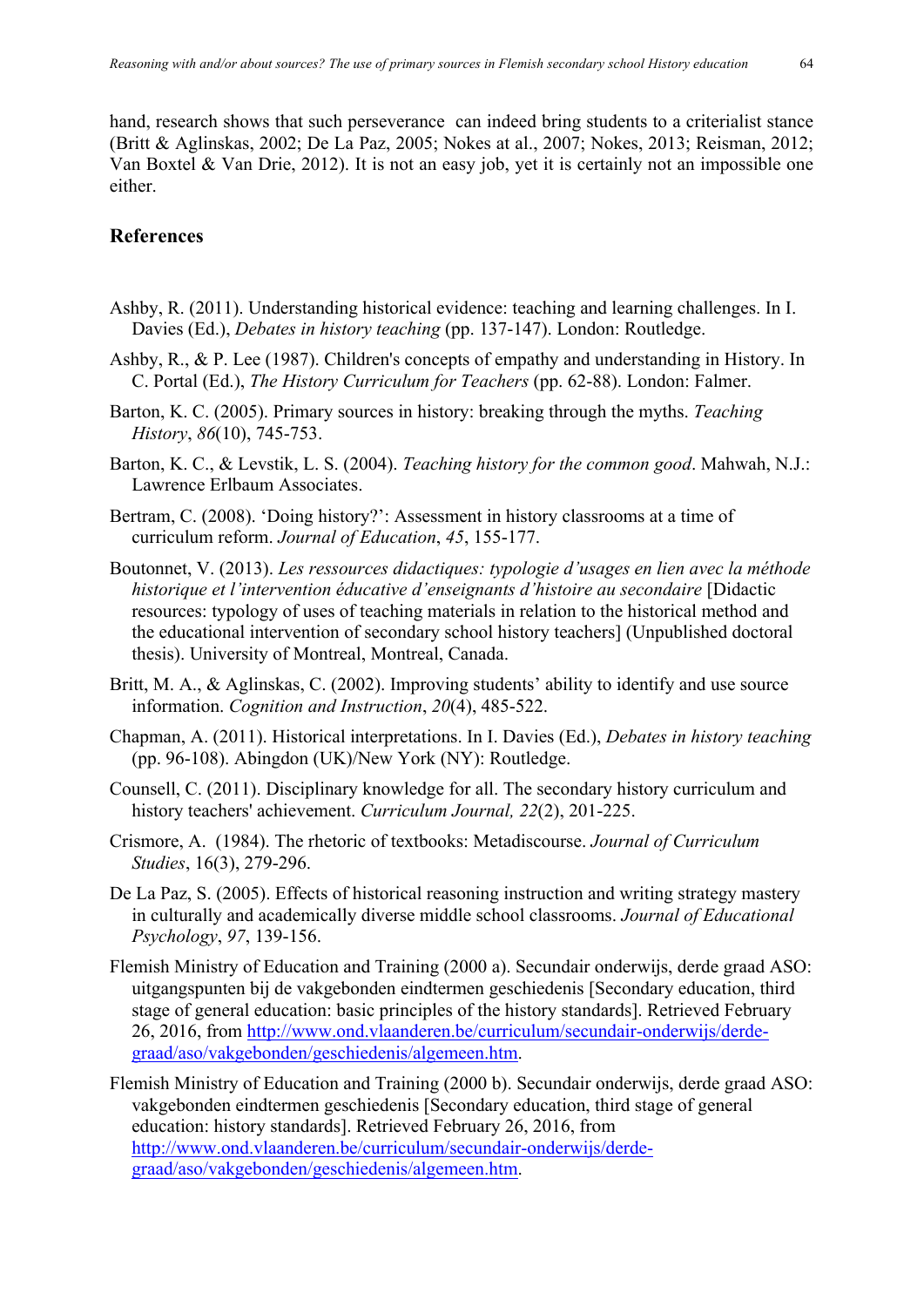hand, research shows that such perseverance  can indeed bring students to a criterialist stance (Britt & Aglinskas, 2002; De La Paz, 2005; Nokes at al., 2007; Nokes, 2013; Reisman, 2012; Van Boxtel & Van Drie, 2012). It is not an easy job, yet it is certainly not an impossible one either.

## References

Ashby, R. (2011). Understanding historical evidence: teaching and learning challenges. In I. Davies (Ed.), *Debates in history teaching* (pp. 137-147). London: Routledge.

Ashby, R., & P. Lee (1987). Children's concepts of empathy and understanding in History. In C. Portal (Ed.), *The History Curriculum for Teachers* (pp. 62-88). London: Falmer.

Barton, K. C. (2005). Primary sources in history: breaking through the myths. *Teaching History*, *86*(10), 745-753.

Barton, K. C., & Levstik, L. S. (2004). *Teaching history for the common good*. Mahwah, N.J.: Lawrence Erlbaum Associates.

Bertram, C. (2008). 'Doing history?': Assessment in history classrooms at a time of curriculum reform. *Journal of Education*, *45*, 155-177.

Boutonnet, V. (2013). *Les ressources didactiques: typologie d'usages en lien avec la méthode historique et l'intervention éducative d'enseignants d'histoire au secondaire* [Didactic resources: typology of uses of teaching materials in relation to the historical method and the educational intervention of secondary school history teachers] (Unpublished doctoral thesis). University of Montreal, Montreal, Canada.

Britt, M. A., & Aglinskas, C. (2002). Improving students' ability to identify and use source information. *Cognition and Instruction*, *20*(4), 485-522.

Chapman, A. (2011). Historical interpretations. In I. Davies (Ed.), *Debates in history teaching* (pp. 96-108). Abingdon (UK)/New York (NY): Routledge.

Counsell, C. (2011). Disciplinary knowledge for all. The secondary history curriculum and history teachers' achievement. *Curriculum Journal, 22*(2), 201-225.

Crismore, A.  (1984). The rhetoric of textbooks: Metadiscourse. *Journal of Curriculum Studies*, 16(3), 279-296.

De La Paz, S. (2005). Effects of historical reasoning instruction and writing strategy mastery in culturally and academically diverse middle school classrooms. *Journal of Educational Psychology*, *97*, 139-156.

Flemish Ministry of Education and Training (2000 a). Secundair onderwijs, derde graad ASO: uitgangspunten bij de vakgebonden eindtermen geschiedenis [Secondary education, third stage of general education: basic principles of the history standards]. Retrieved February 26, 2016, from http://www.ond.vlaanderen.be/curriculum/secundair-onderwijs/derde-graad/aso/vakgebonden/geschiedenis/algemeen.htm.

Flemish Ministry of Education and Training (2000 b). Secundair onderwijs, derde graad ASO: vakgebonden eindtermen geschiedenis [Secondary education, third stage of general education: history standards]. Retrieved February 26, 2016, from http://www.ond.vlaanderen.be/curriculum/secundair-onderwijs/derde-graad/aso/vakgebonden/geschiedenis/algemeen.htm.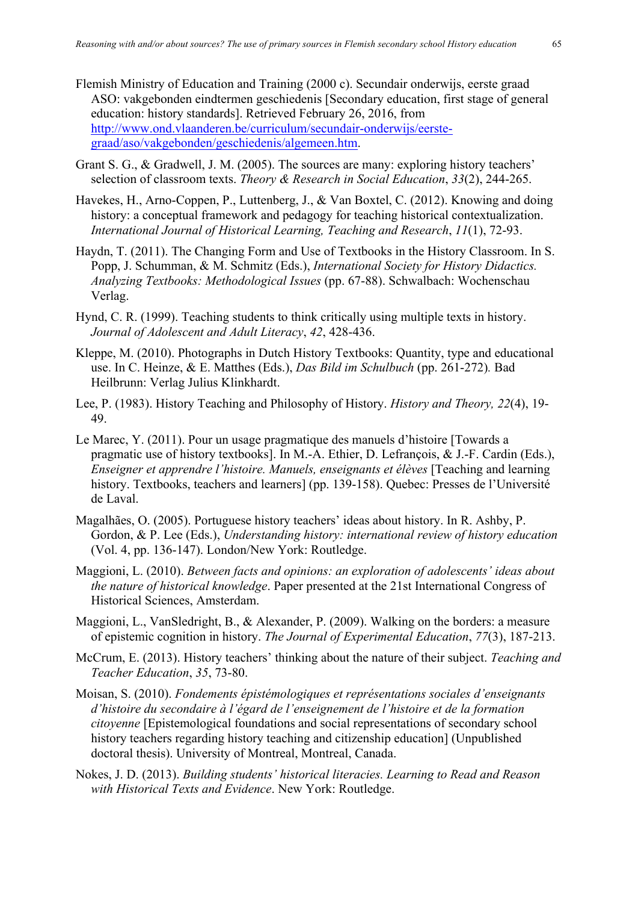Flemish Ministry of Education and Training (2000 c). Secundair onderwijs, eerste graad ASO: vakgebonden eindtermen geschiedenis [Secondary education, first stage of general education: history standards]. Retrieved February 26, 2016, from http://www.ond.vlaanderen.be/curriculum/secundair-onderwijs/eerste-graad/aso/vakgebonden/geschiedenis/algemeen.htm.

Grant S. G., & Gradwell, J. M. (2005). The sources are many: exploring history teachers' selection of classroom texts. *Theory & Research in Social Education*, *33*(2), 244-265.

Havekes, H., Arno-Coppen, P., Luttenberg, J., & Van Boxtel, C. (2012). Knowing and doing history: a conceptual framework and pedagogy for teaching historical contextualization. *International Journal of Historical Learning, Teaching and Research*, *11*(1), 72-93.

Haydn, T. (2011). The Changing Form and Use of Textbooks in the History Classroom. In S. Popp, J. Schumman, & M. Schmitz (Eds.), *International Society for History Didactics. Analyzing Textbooks: Methodological Issues* (pp. 67-88). Schwalbach: Wochenschau Verlag.

Hynd, C. R. (1999). Teaching students to think critically using multiple texts in history. *Journal of Adolescent and Adult Literacy*, *42*, 428-436.

Kleppe, M. (2010). Photographs in Dutch History Textbooks: Quantity, type and educational use. In C. Heinze, & E. Matthes (Eds.), *Das Bild im Schulbuch* (pp. 261-272)*.* Bad Heilbrunn: Verlag Julius Klinkhardt.

Lee, P. (1983). History Teaching and Philosophy of History. *History and Theory, 22*(4), 19-49.

Le Marec, Y. (2011). Pour un usage pragmatique des manuels d'histoire [Towards a pragmatic use of history textbooks]. In M.-A. Ethier, D. Lefrançois, & J.-F. Cardin (Eds.), *Enseigner et apprendre l'histoire. Manuels, enseignants et élèves* [Teaching and learning history. Textbooks, teachers and learners] (pp. 139-158). Quebec: Presses de l'Université de Laval.

Magalhães, O. (2005). Portuguese history teachers' ideas about history. In R. Ashby, P. Gordon, & P. Lee (Eds.), *Understanding history: international review of history education* (Vol. 4, pp. 136-147). London/New York: Routledge.

Maggioni, L. (2010). *Between facts and opinions: an exploration of adolescents' ideas about the nature of historical knowledge*. Paper presented at the 21st International Congress of Historical Sciences, Amsterdam.

Maggioni, L., VanSledright, B., & Alexander, P. (2009). Walking on the borders: a measure of epistemic cognition in history. *The Journal of Experimental Education*, *77*(3), 187-213.

McCrum, E. (2013). History teachers' thinking about the nature of their subject. *Teaching and Teacher Education*, *35*, 73-80.

Moisan, S. (2010). *Fondements épistémologiques et représentations sociales d'enseignants d'histoire du secondaire à l'égard de l'enseignement de l'histoire et de la formation citoyenne* [Epistemological foundations and social representations of secondary school history teachers regarding history teaching and citizenship education] (Unpublished doctoral thesis). University of Montreal, Montreal, Canada.

Nokes, J. D. (2013). *Building students' historical literacies. Learning to Read and Reason with Historical Texts and Evidence*. New York: Routledge.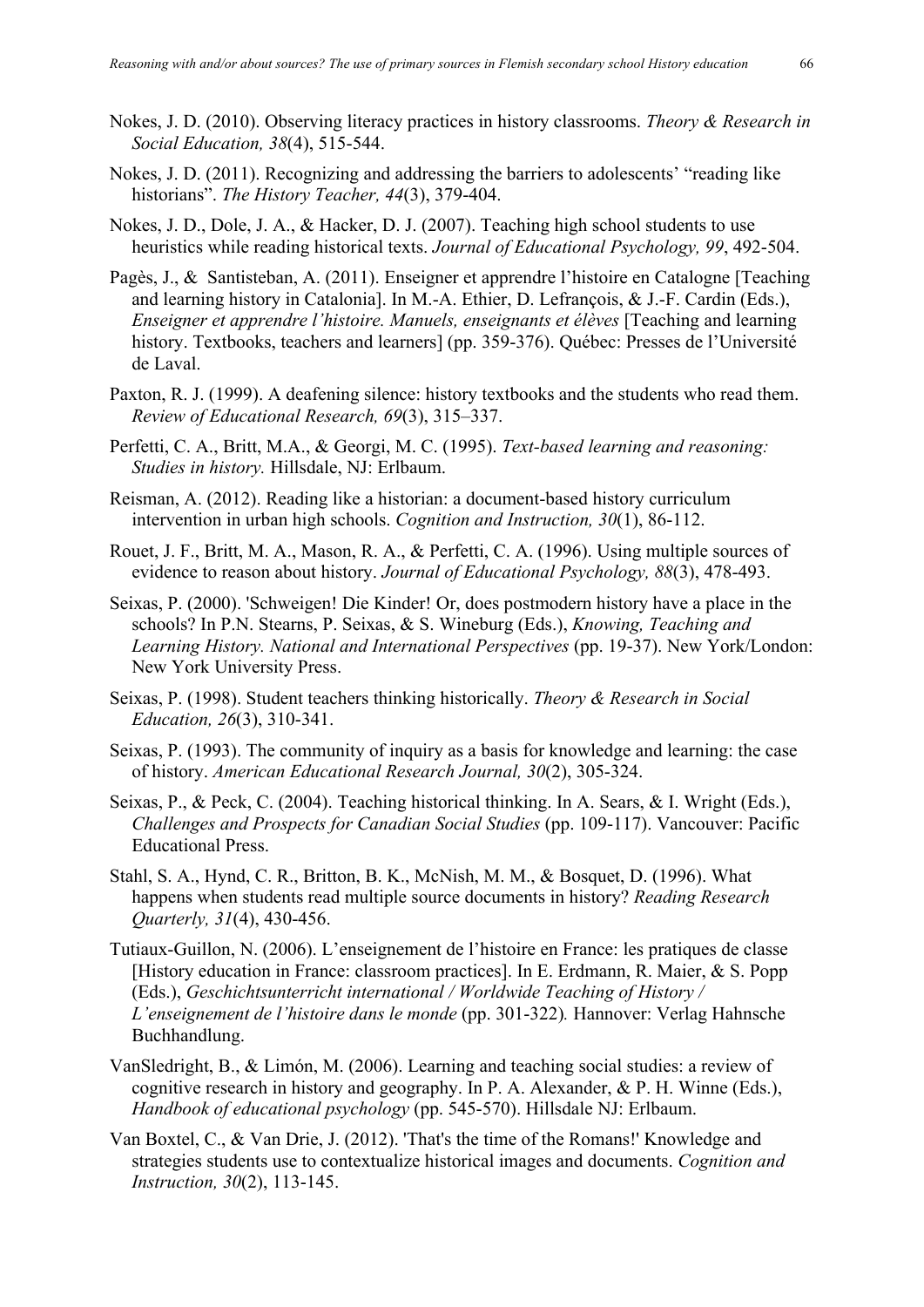Nokes, J. D. (2010). Observing literacy practices in history classrooms. *Theory & Research in Social Education, 38*(4), 515-544.

Nokes, J. D. (2011). Recognizing and addressing the barriers to adolescents' "reading like historians". *The History Teacher, 44*(3), 379-404.

Nokes, J. D., Dole, J. A., & Hacker, D. J. (2007). Teaching high school students to use heuristics while reading historical texts. *Journal of Educational Psychology, 99*, 492-504.

Pagès, J., & Santisteban, A. (2011). Enseigner et apprendre l'histoire en Catalogne [Teaching and learning history in Catalonia]. In M.-A. Ethier, D. Lefrançois, & J.-F. Cardin (Eds.), *Enseigner et apprendre l'histoire. Manuels, enseignants et élèves* [Teaching and learning history. Textbooks, teachers and learners] (pp. 359-376). Québec: Presses de l'Université de Laval.

Paxton, R. J. (1999). A deafening silence: history textbooks and the students who read them. *Review of Educational Research, 69*(3), 315–337.

Perfetti, C. A., Britt, M.A., & Georgi, M. C. (1995). *Text-based learning and reasoning: Studies in history.* Hillsdale, NJ: Erlbaum.

Reisman, A. (2012). Reading like a historian: a document-based history curriculum intervention in urban high schools. *Cognition and Instruction, 30*(1), 86-112.

Rouet, J. F., Britt, M. A., Mason, R. A., & Perfetti, C. A. (1996). Using multiple sources of evidence to reason about history. *Journal of Educational Psychology, 88*(3), 478-493.

Seixas, P. (2000). 'Schweigen! Die Kinder! Or, does postmodern history have a place in the schools? In P.N. Stearns, P. Seixas, & S. Wineburg (Eds.), *Knowing, Teaching and Learning History. National and International Perspectives* (pp. 19-37). New York/London: New York University Press.

Seixas, P. (1998). Student teachers thinking historically. *Theory & Research in Social Education, 26*(3), 310-341.

Seixas, P. (1993). The community of inquiry as a basis for knowledge and learning: the case of history. *American Educational Research Journal, 30*(2), 305-324.

Seixas, P., & Peck, C. (2004). Teaching historical thinking. In A. Sears, & I. Wright (Eds.), *Challenges and Prospects for Canadian Social Studies* (pp. 109-117). Vancouver: Pacific Educational Press.

Stahl, S. A., Hynd, C. R., Britton, B. K., McNish, M. M., & Bosquet, D. (1996). What happens when students read multiple source documents in history? *Reading Research Quarterly, 31*(4), 430-456.

Tutiaux-Guillon, N. (2006). L'enseignement de l'histoire en France: les pratiques de classe [History education in France: classroom practices]. In E. Erdmann, R. Maier, & S. Popp (Eds.), *Geschichtsunterricht international / Worldwide Teaching of History / L'enseignement de l'histoire dans le monde* (pp. 301-322)*.* Hannover: Verlag Hahnsche Buchhandlung.

VanSledright, B., & Limón, M. (2006). Learning and teaching social studies: a review of cognitive research in history and geography. In P. A. Alexander, & P. H. Winne (Eds.), *Handbook of educational psychology* (pp. 545-570). Hillsdale NJ: Erlbaum.

Van Boxtel, C., & Van Drie, J. (2012). 'That's the time of the Romans!' Knowledge and strategies students use to contextualize historical images and documents. *Cognition and Instruction, 30*(2), 113-145.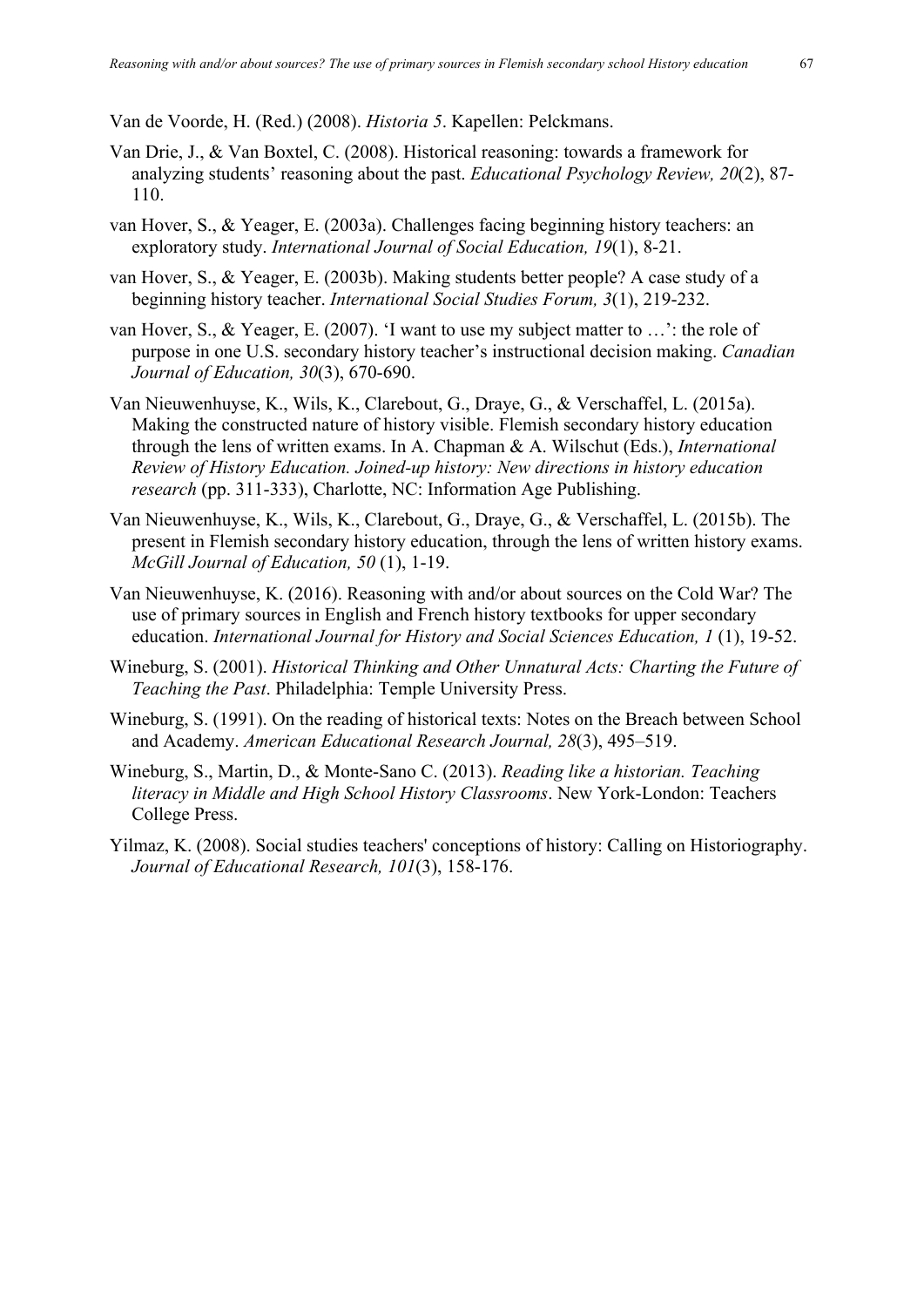Van de Voorde, H. (Red.) (2008). *Historia 5*. Kapellen: Pelckmans.

Van Drie, J., & Van Boxtel, C. (2008). Historical reasoning: towards a framework for analyzing students' reasoning about the past. *Educational Psychology Review, 20*(2), 87-110.

van Hover, S., & Yeager, E. (2003a). Challenges facing beginning history teachers: an exploratory study. *International Journal of Social Education, 19*(1), 8-21.

van Hover, S., & Yeager, E. (2003b). Making students better people? A case study of a beginning history teacher. *International Social Studies Forum, 3*(1), 219-232.

van Hover, S., & Yeager, E. (2007). 'I want to use my subject matter to …': the role of purpose in one U.S. secondary history teacher's instructional decision making. *Canadian Journal of Education, 30*(3), 670-690.

Van Nieuwenhuyse, K., Wils, K., Clarebout, G., Draye, G., & Verschaffel, L. (2015a). Making the constructed nature of history visible. Flemish secondary history education through the lens of written exams. In A. Chapman & A. Wilschut (Eds.), *International Review of History Education. Joined-up history: New directions in history education research* (pp. 311-333), Charlotte, NC: Information Age Publishing.

Van Nieuwenhuyse, K., Wils, K., Clarebout, G., Draye, G., & Verschaffel, L. (2015b). The present in Flemish secondary history education, through the lens of written history exams. *McGill Journal of Education, 50* (1), 1-19.

Van Nieuwenhuyse, K. (2016). Reasoning with and/or about sources on the Cold War? The use of primary sources in English and French history textbooks for upper secondary education. *International Journal for History and Social Sciences Education, 1* (1), 19-52.

Wineburg, S. (2001). *Historical Thinking and Other Unnatural Acts: Charting the Future of Teaching the Past*. Philadelphia: Temple University Press.

Wineburg, S. (1991). On the reading of historical texts: Notes on the Breach between School and Academy. *American Educational Research Journal, 28*(3), 495–519.

Wineburg, S., Martin, D., & Monte-Sano C. (2013). *Reading like a historian. Teaching literacy in Middle and High School History Classrooms*. New York-London: Teachers College Press.

Yilmaz, K. (2008). Social studies teachers' conceptions of history: Calling on Historiography. *Journal of Educational Research, 101*(3), 158-176.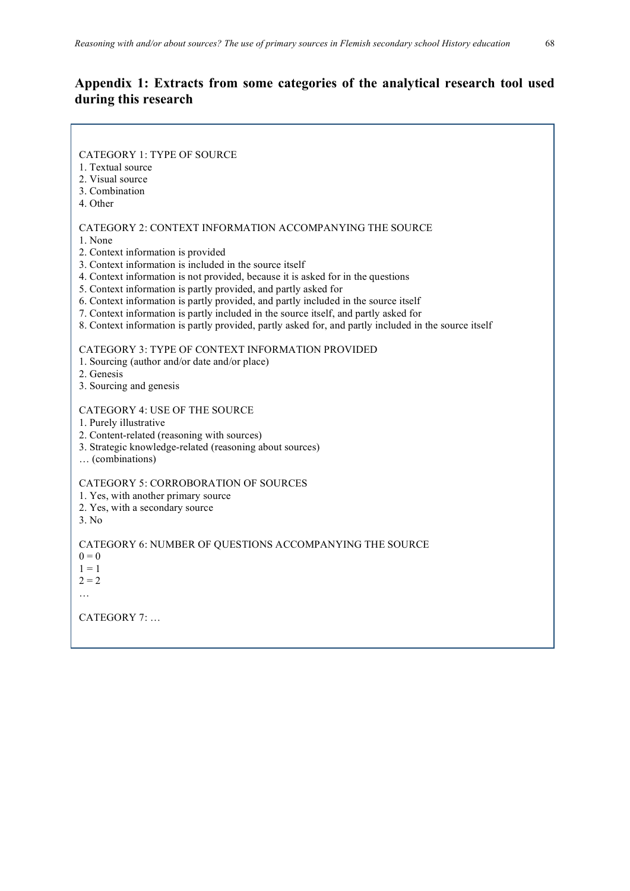## Appendix 1: Extracts from some categories of the analytical research tool used during this research

CATEGORY 1: TYPE OF SOURCE

1. Textual source
2. Visual source
3. Combination
4. Other

CATEGORY 2: CONTEXT INFORMATION ACCOMPANYING THE SOURCE

1. None
2. Context information is provided
3. Context information is included in the source itself
4. Context information is not provided, because it is asked for in the questions
5. Context information is partly provided, and partly asked for
6. Context information is partly provided, and partly included in the source itself
7. Context information is partly included in the source itself, and partly asked for
8. Context information is partly provided, partly asked for, and partly included in the source itself

CATEGORY 3: TYPE OF CONTEXT INFORMATION PROVIDED

1. Sourcing (author and/or date and/or place)
2. Genesis
3. Sourcing and genesis

CATEGORY 4: USE OF THE SOURCE

1. Purely illustrative
2. Content-related (reasoning with sources)
3. Strategic knowledge-related (reasoning about sources)

… (combinations)

CATEGORY 5: CORROBORATION OF SOURCES

1. Yes, with another primary source
2. Yes, with a secondary source
3. No

CATEGORY 6: NUMBER OF QUESTIONS ACCOMPANYING THE SOURCE

0 = 0
1 = 1
2 = 2
…

CATEGORY 7: …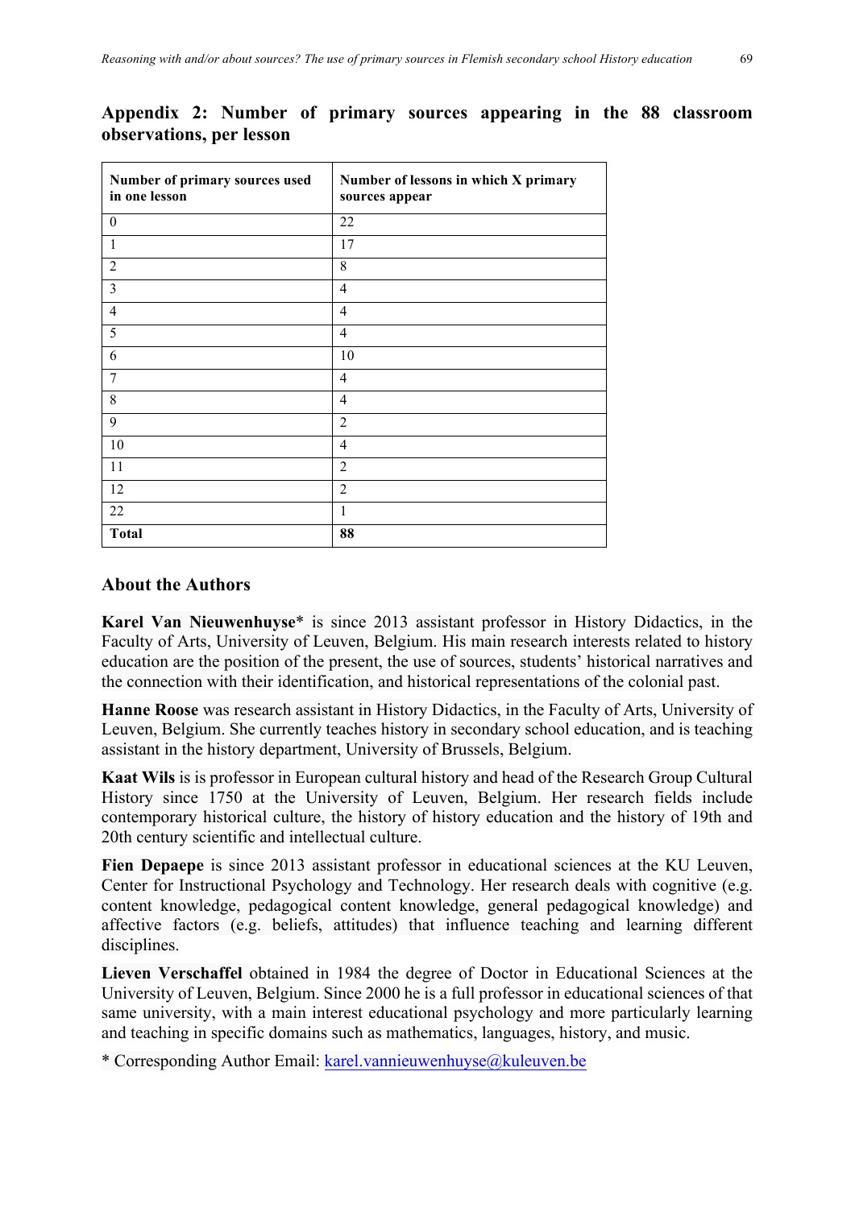## Appendix 2: Number of primary sources appearing in the 88 classroom observations, per lesson

| **Number of primary sources used in one lesson** | **Number of lessons in which X primary sources appear** |
|---|---|
| 0 | 22 |
| 1 | 17 |
| 2 | 8 |
| 3 | 4 |
| 4 | 4 |
| 5 | 4 |
| 6 | 10 |
| 7 | 4 |
| 8 | 4 |
| 9 | 2 |
| 10 | 4 |
| 11 | 2 |
| 12 | 2 |
| 22 | 1 |
| **Total** | **88** |

## About the Authors

**Karel Van Nieuwenhuyse*** is since 2013 assistant professor in History Didactics, in the Faculty of Arts, University of Leuven, Belgium. His main research interests related to history education are the position of the present, the use of sources, students' historical narratives and the connection with their identification, and historical representations of the colonial past.

**Hanne Roose** was research assistant in History Didactics, in the Faculty of Arts, University of Leuven, Belgium. She currently teaches history in secondary school education, and is teaching assistant in the history department, University of Brussels, Belgium.

**Kaat Wils** is is professor in European cultural history and head of the Research Group Cultural History since 1750 at the University of Leuven, Belgium. Her research fields include contemporary historical culture, the history of history education and the history of 19th and 20th century scientific and intellectual culture.

**Fien Depaepe** is since 2013 assistant professor in educational sciences at the KU Leuven, Center for Instructional Psychology and Technology. Her research deals with cognitive (e.g. content knowledge, pedagogical content knowledge, general pedagogical knowledge) and affective factors (e.g. beliefs, attitudes) that influence teaching and learning different disciplines.

**Lieven Verschaffel** obtained in 1984 the degree of Doctor in Educational Sciences at the University of Leuven, Belgium. Since 2000 he is a full professor in educational sciences of that same university, with a main interest educational psychology and more particularly learning and teaching in specific domains such as mathematics, languages, history, and music.

* Corresponding Author Email: karel.vannieuwenhuyse@kuleuven.be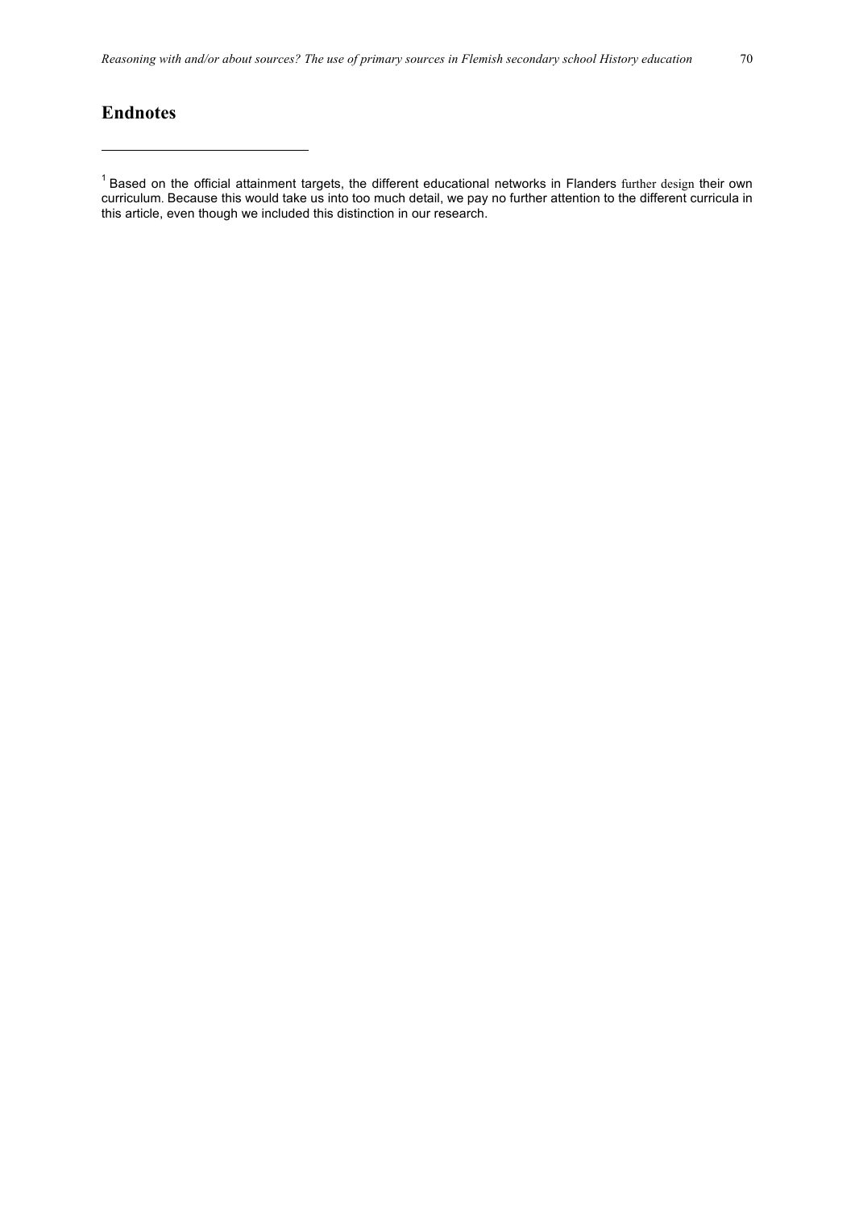## Endnotes

[1] Based on the official attainment targets, the different educational networks in Flanders further design their own curriculum. Because this would take us into too much detail, we pay no further attention to the different curricula in this article, even though we included this distinction in our research.